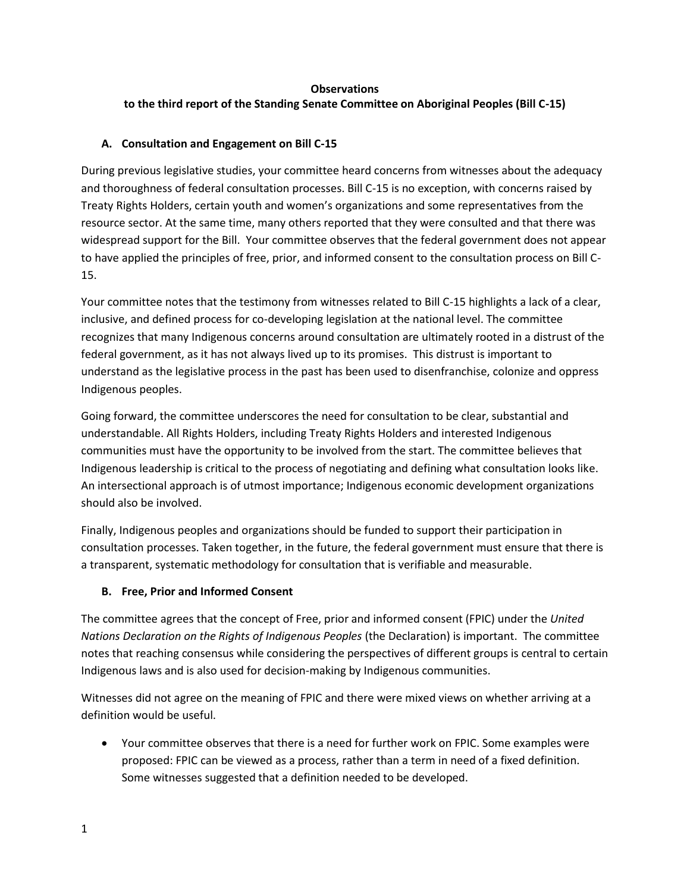**Observations**

**to the third report of the Standing Senate Committee on Aboriginal Peoples (Bill C-15)**

## A. Consultation and Engagement on Bill C-15

During previous legislative studies, your committee heard concerns from witnesses about the adequacy and thoroughness of federal consultation processes. Bill C-15 is no exception, with concerns raised by Treaty Rights Holders, certain youth and women's organizations and some representatives from the resource sector. At the same time, many others reported that they were consulted and that there was widespread support for the Bill. Your committee observes that the federal government does not appear to have applied the principles of free, prior, and informed consent to the consultation process on Bill C-15.

Your committee notes that the testimony from witnesses related to Bill C-15 highlights a lack of a clear, inclusive, and defined process for co-developing legislation at the national level. The committee recognizes that many Indigenous concerns around consultation are ultimately rooted in a distrust of the federal government, as it has not always lived up to its promises. This distrust is important to understand as the legislative process in the past has been used to disenfranchise, colonize and oppress Indigenous peoples.

Going forward, the committee underscores the need for consultation to be clear, substantial and understandable. All Rights Holders, including Treaty Rights Holders and interested Indigenous communities must have the opportunity to be involved from the start. The committee believes that Indigenous leadership is critical to the process of negotiating and defining what consultation looks like. An intersectional approach is of utmost importance; Indigenous economic development organizations should also be involved.

Finally, Indigenous peoples and organizations should be funded to support their participation in consultation processes. Taken together, in the future, the federal government must ensure that there is a transparent, systematic methodology for consultation that is verifiable and measurable.

## B. Free, Prior and Informed Consent

The committee agrees that the concept of Free, prior and informed consent (FPIC) under the *United Nations Declaration on the Rights of Indigenous Peoples* (the Declaration) is important. The committee notes that reaching consensus while considering the perspectives of different groups is central to certain Indigenous laws and is also used for decision-making by Indigenous communities.

Witnesses did not agree on the meaning of FPIC and there were mixed views on whether arriving at a definition would be useful.

- Your committee observes that there is a need for further work on FPIC. Some examples were proposed: FPIC can be viewed as a process, rather than a term in need of a fixed definition. Some witnesses suggested that a definition needed to be developed.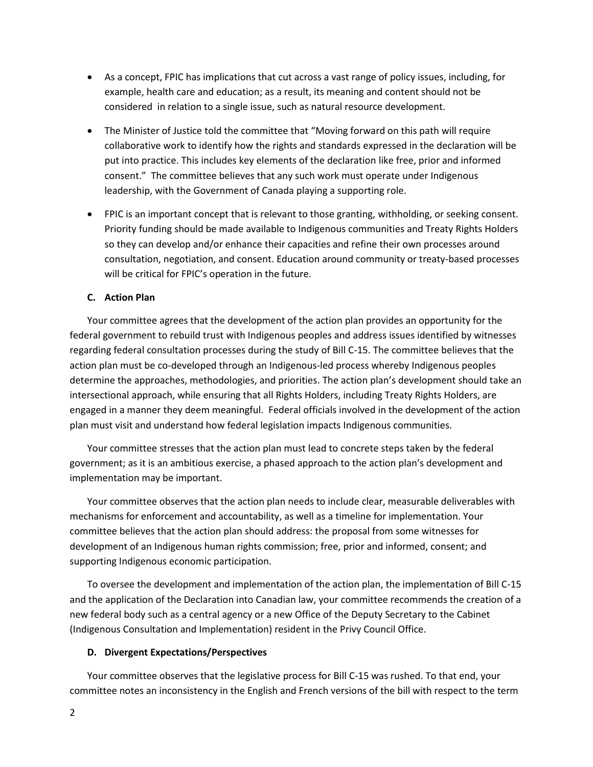- As a concept, FPIC has implications that cut across a vast range of policy issues, including, for example, health care and education; as a result, its meaning and content should not be considered in relation to a single issue, such as natural resource development.
- The Minister of Justice told the committee that "Moving forward on this path will require collaborative work to identify how the rights and standards expressed in the declaration will be put into practice. This includes key elements of the declaration like free, prior and informed consent." The committee believes that any such work must operate under Indigenous leadership, with the Government of Canada playing a supporting role.
- FPIC is an important concept that is relevant to those granting, withholding, or seeking consent. Priority funding should be made available to Indigenous communities and Treaty Rights Holders so they can develop and/or enhance their capacities and refine their own processes around consultation, negotiation, and consent. Education around community or treaty-based processes will be critical for FPIC's operation in the future.

### C. Action Plan

Your committee agrees that the development of the action plan provides an opportunity for the federal government to rebuild trust with Indigenous peoples and address issues identified by witnesses regarding federal consultation processes during the study of Bill C-15. The committee believes that the action plan must be co-developed through an Indigenous-led process whereby Indigenous peoples determine the approaches, methodologies, and priorities. The action plan's development should take an intersectional approach, while ensuring that all Rights Holders, including Treaty Rights Holders, are engaged in a manner they deem meaningful. Federal officials involved in the development of the action plan must visit and understand how federal legislation impacts Indigenous communities.

Your committee stresses that the action plan must lead to concrete steps taken by the federal government; as it is an ambitious exercise, a phased approach to the action plan's development and implementation may be important.

Your committee observes that the action plan needs to include clear, measurable deliverables with mechanisms for enforcement and accountability, as well as a timeline for implementation. Your committee believes that the action plan should address: the proposal from some witnesses for development of an Indigenous human rights commission; free, prior and informed, consent; and supporting Indigenous economic participation.

To oversee the development and implementation of the action plan, the implementation of Bill C-15 and the application of the Declaration into Canadian law, your committee recommends the creation of a new federal body such as a central agency or a new Office of the Deputy Secretary to the Cabinet (Indigenous Consultation and Implementation) resident in the Privy Council Office.

### D. Divergent Expectations/Perspectives

Your committee observes that the legislative process for Bill C-15 was rushed. To that end, your committee notes an inconsistency in the English and French versions of the bill with respect to the term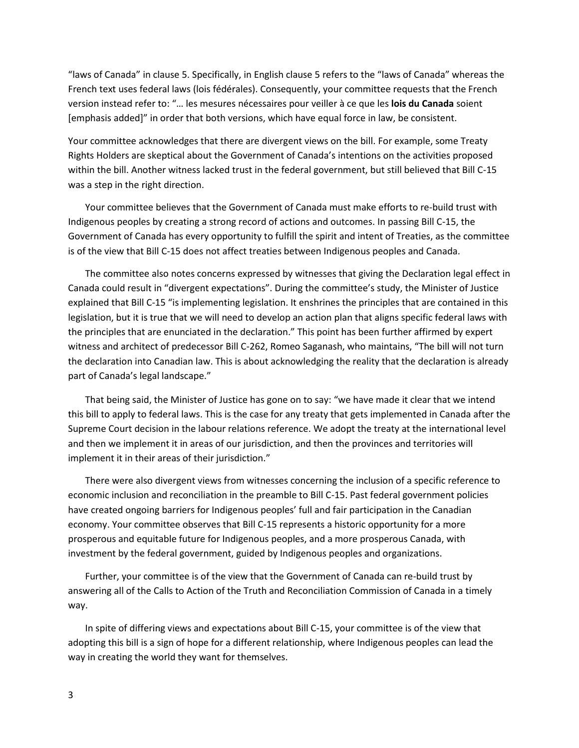"laws of Canada" in clause 5. Specifically, in English clause 5 refers to the "laws of Canada" whereas the French text uses federal laws (lois fédérales). Consequently, your committee requests that the French version instead refer to: "… les mesures nécessaires pour veiller à ce que les **lois du Canada** soient [emphasis added]" in order that both versions, which have equal force in law, be consistent.

Your committee acknowledges that there are divergent views on the bill. For example, some Treaty Rights Holders are skeptical about the Government of Canada's intentions on the activities proposed within the bill. Another witness lacked trust in the federal government, but still believed that Bill C-15 was a step in the right direction.

Your committee believes that the Government of Canada must make efforts to re-build trust with Indigenous peoples by creating a strong record of actions and outcomes. In passing Bill C-15, the Government of Canada has every opportunity to fulfill the spirit and intent of Treaties, as the committee is of the view that Bill C-15 does not affect treaties between Indigenous peoples and Canada.

The committee also notes concerns expressed by witnesses that giving the Declaration legal effect in Canada could result in "divergent expectations". During the committee's study, the Minister of Justice explained that Bill C-15 "is implementing legislation. It enshrines the principles that are contained in this legislation, but it is true that we will need to develop an action plan that aligns specific federal laws with the principles that are enunciated in the declaration." This point has been further affirmed by expert witness and architect of predecessor Bill C-262, Romeo Saganash, who maintains, "The bill will not turn the declaration into Canadian law. This is about acknowledging the reality that the declaration is already part of Canada's legal landscape."

That being said, the Minister of Justice has gone on to say: "we have made it clear that we intend this bill to apply to federal laws. This is the case for any treaty that gets implemented in Canada after the Supreme Court decision in the labour relations reference. We adopt the treaty at the international level and then we implement it in areas of our jurisdiction, and then the provinces and territories will implement it in their areas of their jurisdiction."

There were also divergent views from witnesses concerning the inclusion of a specific reference to economic inclusion and reconciliation in the preamble to Bill C-15. Past federal government policies have created ongoing barriers for Indigenous peoples' full and fair participation in the Canadian economy. Your committee observes that Bill C-15 represents a historic opportunity for a more prosperous and equitable future for Indigenous peoples, and a more prosperous Canada, with investment by the federal government, guided by Indigenous peoples and organizations.

Further, your committee is of the view that the Government of Canada can re-build trust by answering all of the Calls to Action of the Truth and Reconciliation Commission of Canada in a timely way.

In spite of differing views and expectations about Bill C-15, your committee is of the view that adopting this bill is a sign of hope for a different relationship, where Indigenous peoples can lead the way in creating the world they want for themselves.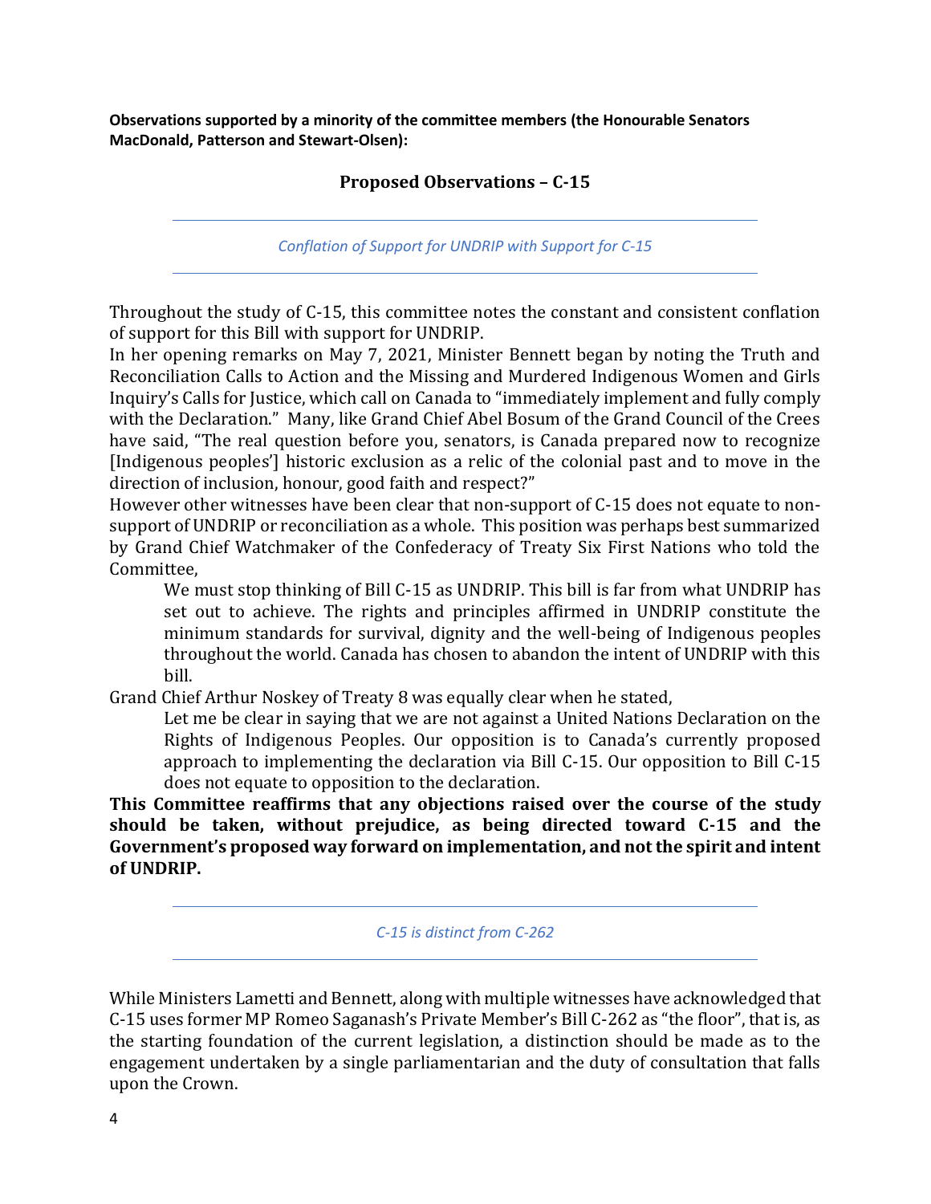**Observations supported by a minority of the committee members (the Honourable Senators MacDonald, Patterson and Stewart-Olsen):**

## Proposed Observations – C-15

### *Conflation of Support for UNDRIP with Support for C-15*

Throughout the study of C-15, this committee notes the constant and consistent conflation of support for this Bill with support for UNDRIP.

In her opening remarks on May 7, 2021, Minister Bennett began by noting the Truth and Reconciliation Calls to Action and the Missing and Murdered Indigenous Women and Girls Inquiry's Calls for Justice, which call on Canada to "immediately implement and fully comply with the Declaration." Many, like Grand Chief Abel Bosum of the Grand Council of the Crees have said, "The real question before you, senators, is Canada prepared now to recognize [Indigenous peoples'] historic exclusion as a relic of the colonial past and to move in the direction of inclusion, honour, good faith and respect?"

However other witnesses have been clear that non-support of C-15 does not equate to non-support of UNDRIP or reconciliation as a whole. This position was perhaps best summarized by Grand Chief Watchmaker of the Confederacy of Treaty Six First Nations who told the Committee,

> We must stop thinking of Bill C-15 as UNDRIP. This bill is far from what UNDRIP has set out to achieve. The rights and principles affirmed in UNDRIP constitute the minimum standards for survival, dignity and the well-being of Indigenous peoples throughout the world. Canada has chosen to abandon the intent of UNDRIP with this bill.

Grand Chief Arthur Noskey of Treaty 8 was equally clear when he stated,

> Let me be clear in saying that we are not against a United Nations Declaration on the Rights of Indigenous Peoples. Our opposition is to Canada's currently proposed approach to implementing the declaration via Bill C-15. Our opposition to Bill C-15 does not equate to opposition to the declaration.

**This Committee reaffirms that any objections raised over the course of the study should be taken, without prejudice, as being directed toward C-15 and the Government's proposed way forward on implementation, and not the spirit and intent of UNDRIP.**

### *C-15 is distinct from C-262*

While Ministers Lametti and Bennett, along with multiple witnesses have acknowledged that C-15 uses former MP Romeo Saganash's Private Member's Bill C-262 as "the floor", that is, as the starting foundation of the current legislation, a distinction should be made as to the engagement undertaken by a single parliamentarian and the duty of consultation that falls upon the Crown.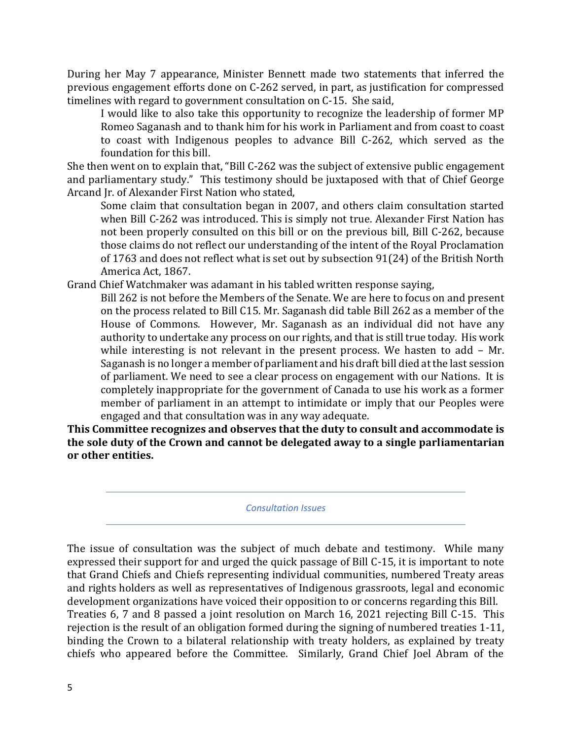During her May 7 appearance, Minister Bennett made two statements that inferred the previous engagement efforts done on C-262 served, in part, as justification for compressed timelines with regard to government consultation on C-15. She said,

> I would like to also take this opportunity to recognize the leadership of former MP Romeo Saganash and to thank him for his work in Parliament and from coast to coast to coast with Indigenous peoples to advance Bill C-262, which served as the foundation for this bill.

She then went on to explain that, "Bill C-262 was the subject of extensive public engagement and parliamentary study." This testimony should be juxtaposed with that of Chief George Arcand Jr. of Alexander First Nation who stated,

> Some claim that consultation began in 2007, and others claim consultation started when Bill C-262 was introduced. This is simply not true. Alexander First Nation has not been properly consulted on this bill or on the previous bill, Bill C-262, because those claims do not reflect our understanding of the intent of the Royal Proclamation of 1763 and does not reflect what is set out by subsection 91(24) of the British North America Act, 1867.

Grand Chief Watchmaker was adamant in his tabled written response saying,

> Bill 262 is not before the Members of the Senate. We are here to focus on and present on the process related to Bill C15. Mr. Saganash did table Bill 262 as a member of the House of Commons. However, Mr. Saganash as an individual did not have any authority to undertake any process on our rights, and that is still true today. His work while interesting is not relevant in the present process. We hasten to add – Mr. Saganash is no longer a member of parliament and his draft bill died at the last session of parliament. We need to see a clear process on engagement with our Nations. It is completely inappropriate for the government of Canada to use his work as a former member of parliament in an attempt to intimidate or imply that our Peoples were engaged and that consultation was in any way adequate.

**This Committee recognizes and observes that the duty to consult and accommodate is the sole duty of the Crown and cannot be delegated away to a single parliamentarian or other entities.**

---

*Consultation Issues*

---

The issue of consultation was the subject of much debate and testimony. While many expressed their support for and urged the quick passage of Bill C-15, it is important to note that Grand Chiefs and Chiefs representing individual communities, numbered Treaty areas and rights holders as well as representatives of Indigenous grassroots, legal and economic development organizations have voiced their opposition to or concerns regarding this Bill.

Treaties 6, 7 and 8 passed a joint resolution on March 16, 2021 rejecting Bill C-15. This rejection is the result of an obligation formed during the signing of numbered treaties 1-11, binding the Crown to a bilateral relationship with treaty holders, as explained by treaty chiefs who appeared before the Committee. Similarly, Grand Chief Joel Abram of the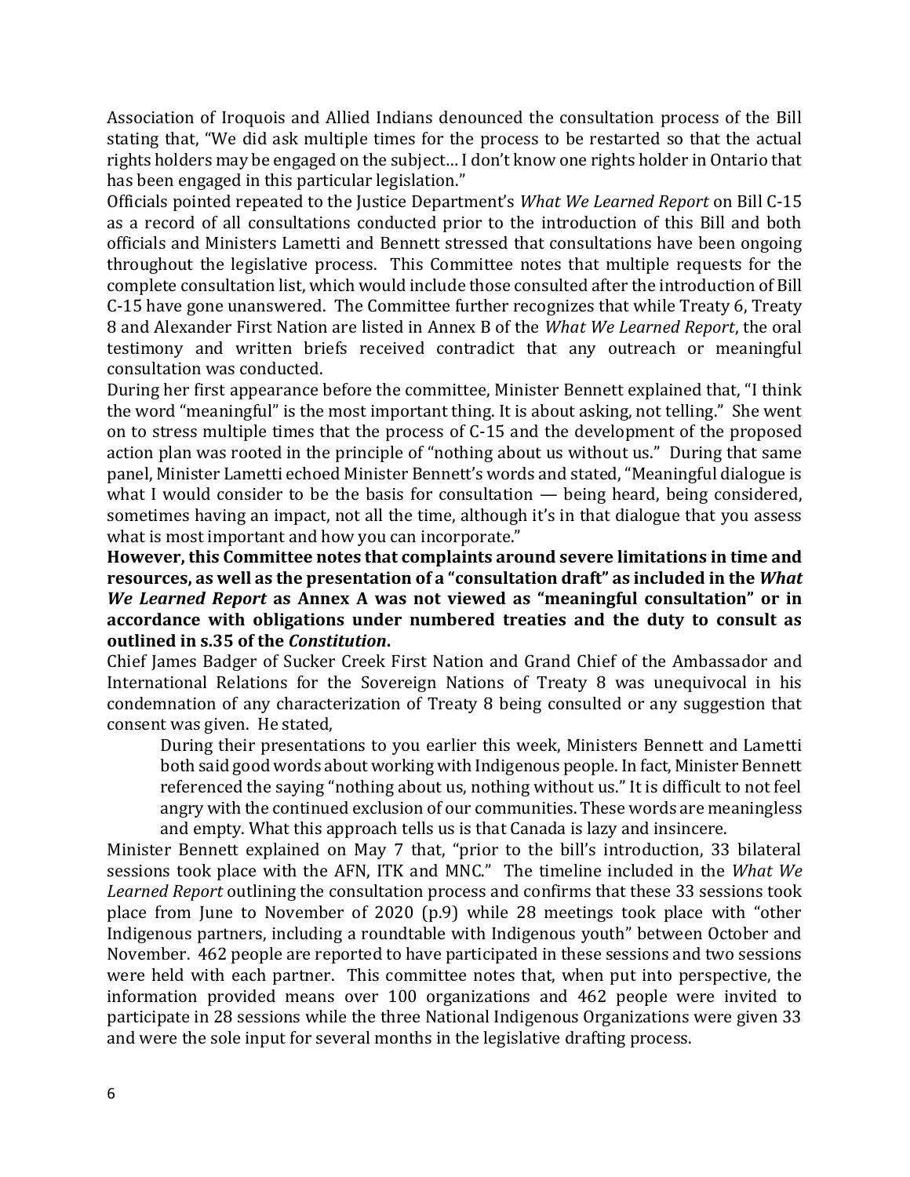Association of Iroquois and Allied Indians denounced the consultation process of the Bill stating that, "We did ask multiple times for the process to be restarted so that the actual rights holders may be engaged on the subject… I don't know one rights holder in Ontario that has been engaged in this particular legislation."

Officials pointed repeated to the Justice Department's *What We Learned Report* on Bill C-15 as a record of all consultations conducted prior to the introduction of this Bill and both officials and Ministers Lametti and Bennett stressed that consultations have been ongoing throughout the legislative process. This Committee notes that multiple requests for the complete consultation list, which would include those consulted after the introduction of Bill C-15 have gone unanswered. The Committee further recognizes that while Treaty 6, Treaty 8 and Alexander First Nation are listed in Annex B of the *What We Learned Report*, the oral testimony and written briefs received contradict that any outreach or meaningful consultation was conducted.

During her first appearance before the committee, Minister Bennett explained that, "I think the word "meaningful" is the most important thing. It is about asking, not telling." She went on to stress multiple times that the process of C-15 and the development of the proposed action plan was rooted in the principle of "nothing about us without us." During that same panel, Minister Lametti echoed Minister Bennett's words and stated, "Meaningful dialogue is what I would consider to be the basis for consultation — being heard, being considered, sometimes having an impact, not all the time, although it's in that dialogue that you assess what is most important and how you can incorporate."

**However, this Committee notes that complaints around severe limitations in time and resources, as well as the presentation of a "consultation draft" as included in the *What We Learned Report* as Annex A was not viewed as "meaningful consultation" or in accordance with obligations under numbered treaties and the duty to consult as outlined in s.35 of the *Constitution*.**

Chief James Badger of Sucker Creek First Nation and Grand Chief of the Ambassador and International Relations for the Sovereign Nations of Treaty 8 was unequivocal in his condemnation of any characterization of Treaty 8 being consulted or any suggestion that consent was given. He stated,

> During their presentations to you earlier this week, Ministers Bennett and Lametti both said good words about working with Indigenous people. In fact, Minister Bennett referenced the saying "nothing about us, nothing without us." It is difficult to not feel angry with the continued exclusion of our communities. These words are meaningless and empty. What this approach tells us is that Canada is lazy and insincere.

Minister Bennett explained on May 7 that, "prior to the bill's introduction, 33 bilateral sessions took place with the AFN, ITK and MNC." The timeline included in the *What We Learned Report* outlining the consultation process and confirms that these 33 sessions took place from June to November of 2020 (p.9) while 28 meetings took place with "other Indigenous partners, including a roundtable with Indigenous youth" between October and November. 462 people are reported to have participated in these sessions and two sessions were held with each partner. This committee notes that, when put into perspective, the information provided means over 100 organizations and 462 people were invited to participate in 28 sessions while the three National Indigenous Organizations were given 33 and were the sole input for several months in the legislative drafting process.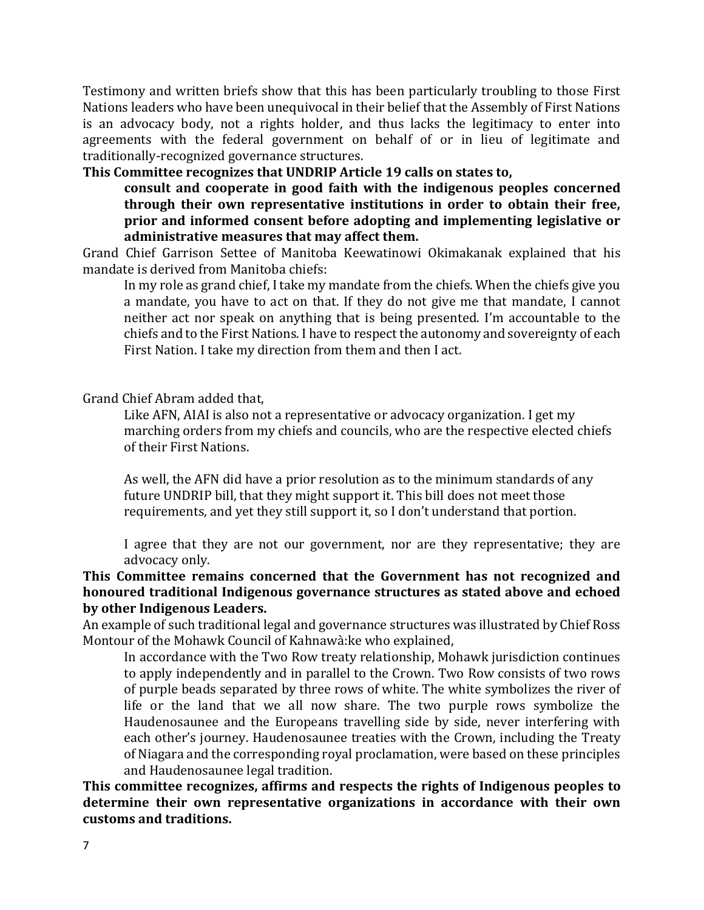Testimony and written briefs show that this has been particularly troubling to those First Nations leaders who have been unequivocal in their belief that the Assembly of First Nations is an advocacy body, not a rights holder, and thus lacks the legitimacy to enter into agreements with the federal government on behalf of or in lieu of legitimate and traditionally-recognized governance structures.

**This Committee recognizes that UNDRIP Article 19 calls on states to,**

> **consult and cooperate in good faith with the indigenous peoples concerned through their own representative institutions in order to obtain their free, prior and informed consent before adopting and implementing legislative or administrative measures that may affect them.**

Grand Chief Garrison Settee of Manitoba Keewatinowi Okimakanak explained that his mandate is derived from Manitoba chiefs:

> In my role as grand chief, I take my mandate from the chiefs. When the chiefs give you a mandate, you have to act on that. If they do not give me that mandate, I cannot neither act nor speak on anything that is being presented. I'm accountable to the chiefs and to the First Nations. I have to respect the autonomy and sovereignty of each First Nation. I take my direction from them and then I act.

Grand Chief Abram added that,

> Like AFN, AIAI is also not a representative or advocacy organization. I get my marching orders from my chiefs and councils, who are the respective elected chiefs of their First Nations.
>
> As well, the AFN did have a prior resolution as to the minimum standards of any future UNDRIP bill, that they might support it. This bill does not meet those requirements, and yet they still support it, so I don't understand that portion.
>
> I agree that they are not our government, nor are they representative; they are advocacy only.

**This Committee remains concerned that the Government has not recognized and honoured traditional Indigenous governance structures as stated above and echoed by other Indigenous Leaders.**

An example of such traditional legal and governance structures was illustrated by Chief Ross Montour of the Mohawk Council of Kahnawà:ke who explained,

> In accordance with the Two Row treaty relationship, Mohawk jurisdiction continues to apply independently and in parallel to the Crown. Two Row consists of two rows of purple beads separated by three rows of white. The white symbolizes the river of life or the land that we all now share. The two purple rows symbolize the Haudenosaunee and the Europeans travelling side by side, never interfering with each other's journey. Haudenosaunee treaties with the Crown, including the Treaty of Niagara and the corresponding royal proclamation, were based on these principles and Haudenosaunee legal tradition.

**This committee recognizes, affirms and respects the rights of Indigenous peoples to determine their own representative organizations in accordance with their own customs and traditions.**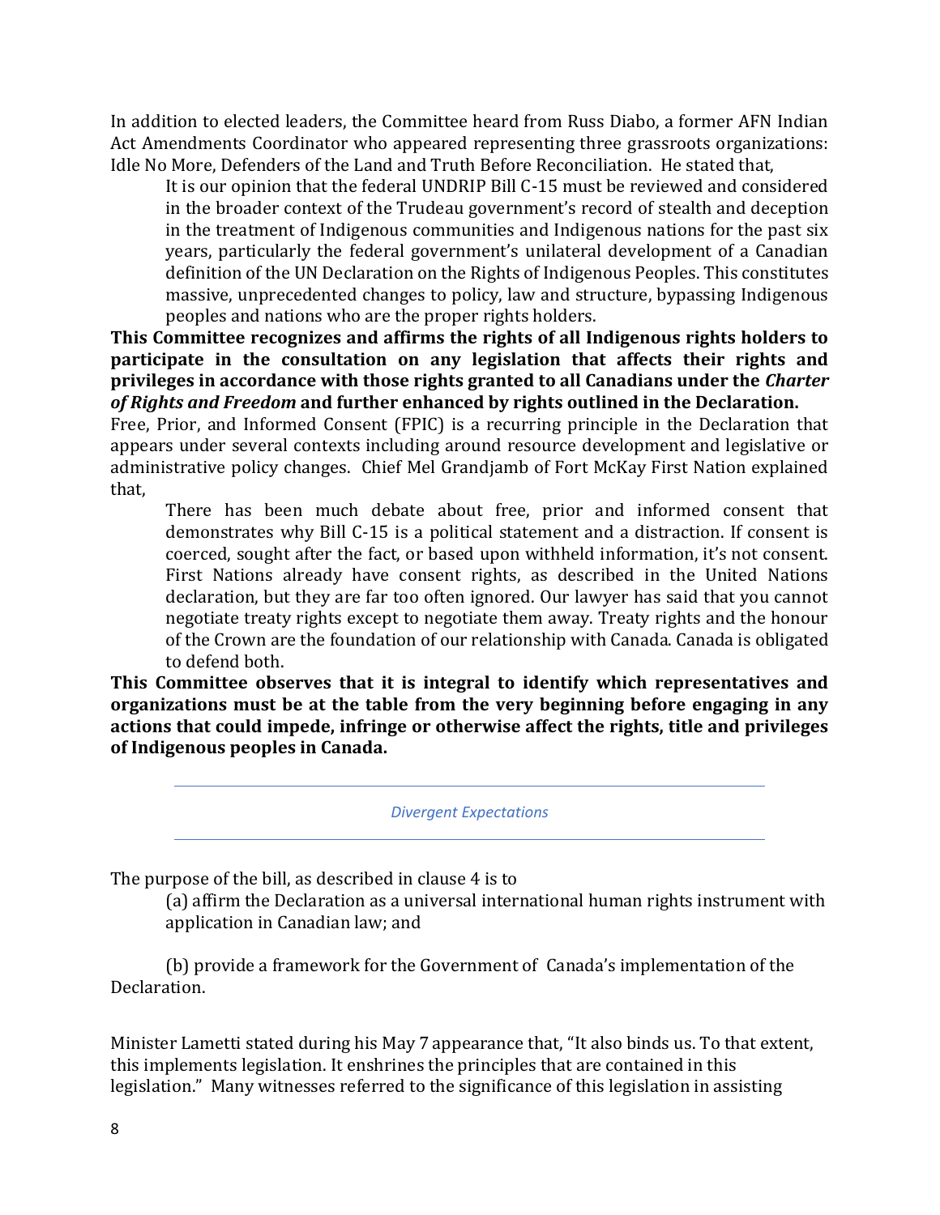In addition to elected leaders, the Committee heard from Russ Diabo, a former AFN Indian Act Amendments Coordinator who appeared representing three grassroots organizations: Idle No More, Defenders of the Land and Truth Before Reconciliation. He stated that,

> It is our opinion that the federal UNDRIP Bill C-15 must be reviewed and considered in the broader context of the Trudeau government's record of stealth and deception in the treatment of Indigenous communities and Indigenous nations for the past six years, particularly the federal government's unilateral development of a Canadian definition of the UN Declaration on the Rights of Indigenous Peoples. This constitutes massive, unprecedented changes to policy, law and structure, bypassing Indigenous peoples and nations who are the proper rights holders.

**This Committee recognizes and affirms the rights of all Indigenous rights holders to participate in the consultation on any legislation that affects their rights and privileges in accordance with those rights granted to all Canadians under the *Charter of Rights and Freedom* and further enhanced by rights outlined in the Declaration.**

Free, Prior, and Informed Consent (FPIC) is a recurring principle in the Declaration that appears under several contexts including around resource development and legislative or administrative policy changes. Chief Mel Grandjamb of Fort McKay First Nation explained that,

> There has been much debate about free, prior and informed consent that demonstrates why Bill C-15 is a political statement and a distraction. If consent is coerced, sought after the fact, or based upon withheld information, it's not consent. First Nations already have consent rights, as described in the United Nations declaration, but they are far too often ignored. Our lawyer has said that you cannot negotiate treaty rights except to negotiate them away. Treaty rights and the honour of the Crown are the foundation of our relationship with Canada. Canada is obligated to defend both.

**This Committee observes that it is integral to identify which representatives and organizations must be at the table from the very beginning before engaging in any actions that could impede, infringe or otherwise affect the rights, title and privileges of Indigenous peoples in Canada.**

### *Divergent Expectations*

The purpose of the bill, as described in clause 4 is to

> (a) affirm the Declaration as a universal international human rights instrument with application in Canadian law; and
>
> (b) provide a framework for the Government of Canada's implementation of the Declaration.

Minister Lametti stated during his May 7 appearance that, "It also binds us. To that extent, this implements legislation. It enshrines the principles that are contained in this legislation." Many witnesses referred to the significance of this legislation in assisting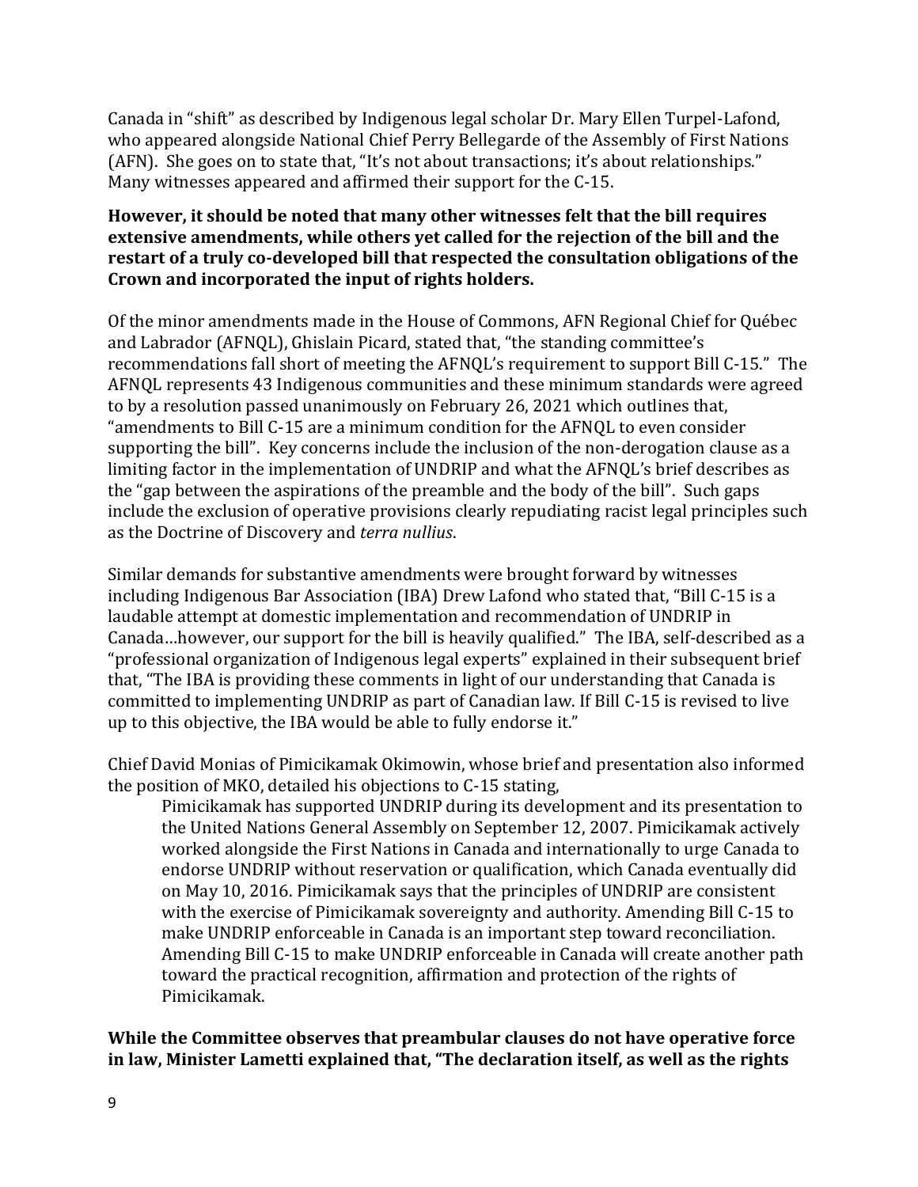Canada in "shift" as described by Indigenous legal scholar Dr. Mary Ellen Turpel-Lafond, who appeared alongside National Chief Perry Bellegarde of the Assembly of First Nations (AFN). She goes on to state that, "It's not about transactions; it's about relationships." Many witnesses appeared and affirmed their support for the C-15.

**However, it should be noted that many other witnesses felt that the bill requires extensive amendments, while others yet called for the rejection of the bill and the restart of a truly co-developed bill that respected the consultation obligations of the Crown and incorporated the input of rights holders.**

Of the minor amendments made in the House of Commons, AFN Regional Chief for Québec and Labrador (AFNQL), Ghislain Picard, stated that, "the standing committee's recommendations fall short of meeting the AFNQL's requirement to support Bill C-15." The AFNQL represents 43 Indigenous communities and these minimum standards were agreed to by a resolution passed unanimously on February 26, 2021 which outlines that, "amendments to Bill C-15 are a minimum condition for the AFNQL to even consider supporting the bill". Key concerns include the inclusion of the non-derogation clause as a limiting factor in the implementation of UNDRIP and what the AFNQL's brief describes as the "gap between the aspirations of the preamble and the body of the bill". Such gaps include the exclusion of operative provisions clearly repudiating racist legal principles such as the Doctrine of Discovery and *terra nullius*.

Similar demands for substantive amendments were brought forward by witnesses including Indigenous Bar Association (IBA) Drew Lafond who stated that, "Bill C-15 is a laudable attempt at domestic implementation and recommendation of UNDRIP in Canada…however, our support for the bill is heavily qualified." The IBA, self-described as a "professional organization of Indigenous legal experts" explained in their subsequent brief that, "The IBA is providing these comments in light of our understanding that Canada is committed to implementing UNDRIP as part of Canadian law. If Bill C-15 is revised to live up to this objective, the IBA would be able to fully endorse it."

Chief David Monias of Pimicikamak Okimowin, whose brief and presentation also informed the position of MKO, detailed his objections to C-15 stating,

> Pimicikamak has supported UNDRIP during its development and its presentation to the United Nations General Assembly on September 12, 2007. Pimicikamak actively worked alongside the First Nations in Canada and internationally to urge Canada to endorse UNDRIP without reservation or qualification, which Canada eventually did on May 10, 2016. Pimicikamak says that the principles of UNDRIP are consistent with the exercise of Pimicikamak sovereignty and authority. Amending Bill C-15 to make UNDRIP enforceable in Canada is an important step toward reconciliation. Amending Bill C-15 to make UNDRIP enforceable in Canada will create another path toward the practical recognition, affirmation and protection of the rights of Pimicikamak.

**While the Committee observes that preambular clauses do not have operative force in law, Minister Lametti explained that, "The declaration itself, as well as the rights**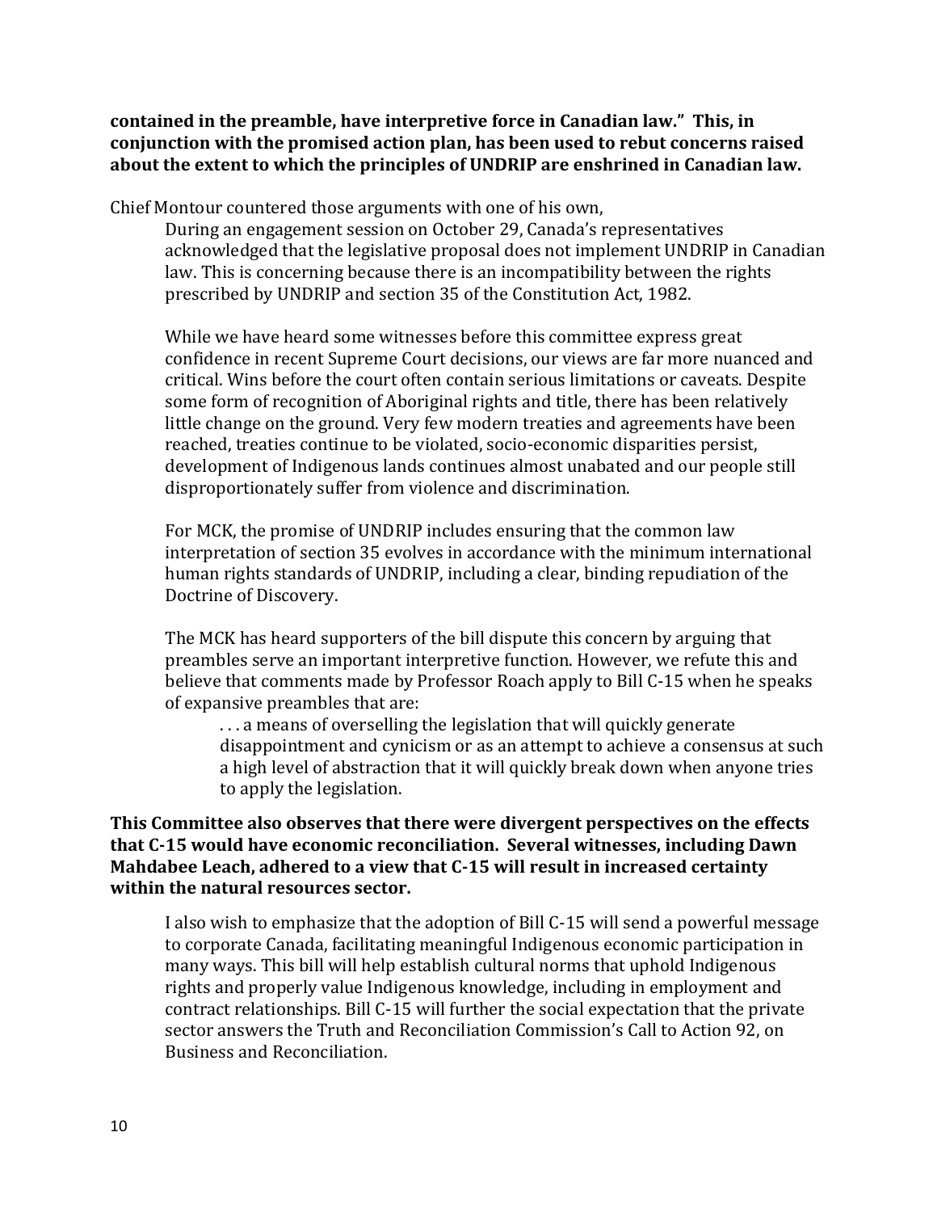**contained in the preamble, have interpretive force in Canadian law." This, in conjunction with the promised action plan, has been used to rebut concerns raised about the extent to which the principles of UNDRIP are enshrined in Canadian law.**

Chief Montour countered those arguments with one of his own,

> During an engagement session on October 29, Canada's representatives acknowledged that the legislative proposal does not implement UNDRIP in Canadian law. This is concerning because there is an incompatibility between the rights prescribed by UNDRIP and section 35 of the Constitution Act, 1982.
>
> While we have heard some witnesses before this committee express great confidence in recent Supreme Court decisions, our views are far more nuanced and critical. Wins before the court often contain serious limitations or caveats. Despite some form of recognition of Aboriginal rights and title, there has been relatively little change on the ground. Very few modern treaties and agreements have been reached, treaties continue to be violated, socio-economic disparities persist, development of Indigenous lands continues almost unabated and our people still disproportionately suffer from violence and discrimination.
>
> For MCK, the promise of UNDRIP includes ensuring that the common law interpretation of section 35 evolves in accordance with the minimum international human rights standards of UNDRIP, including a clear, binding repudiation of the Doctrine of Discovery.
>
> The MCK has heard supporters of the bill dispute this concern by arguing that preambles serve an important interpretive function. However, we refute this and believe that comments made by Professor Roach apply to Bill C-15 when he speaks of expansive preambles that are:
>
> > . . . a means of overselling the legislation that will quickly generate disappointment and cynicism or as an attempt to achieve a consensus at such a high level of abstraction that it will quickly break down when anyone tries to apply the legislation.

**This Committee also observes that there were divergent perspectives on the effects that C-15 would have economic reconciliation. Several witnesses, including Dawn Mahdabee Leach, adhered to a view that C-15 will result in increased certainty within the natural resources sector.**

> I also wish to emphasize that the adoption of Bill C-15 will send a powerful message to corporate Canada, facilitating meaningful Indigenous economic participation in many ways. This bill will help establish cultural norms that uphold Indigenous rights and properly value Indigenous knowledge, including in employment and contract relationships. Bill C-15 will further the social expectation that the private sector answers the Truth and Reconciliation Commission's Call to Action 92, on Business and Reconciliation.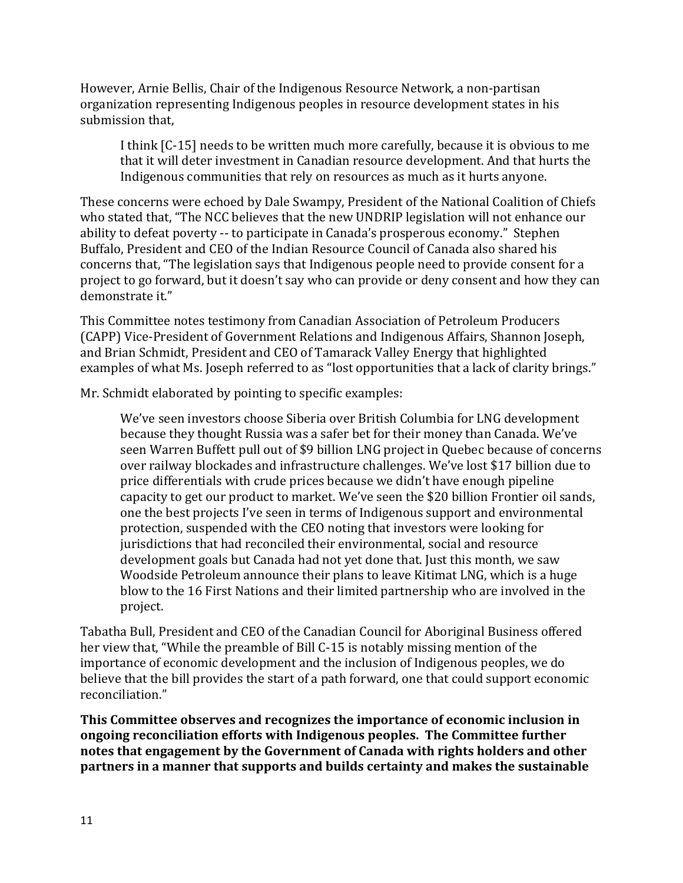However, Arnie Bellis, Chair of the Indigenous Resource Network, a non-partisan organization representing Indigenous peoples in resource development states in his submission that,

> I think [C-15] needs to be written much more carefully, because it is obvious to me that it will deter investment in Canadian resource development. And that hurts the Indigenous communities that rely on resources as much as it hurts anyone.

These concerns were echoed by Dale Swampy, President of the National Coalition of Chiefs who stated that, "The NCC believes that the new UNDRIP legislation will not enhance our ability to defeat poverty -- to participate in Canada's prosperous economy." Stephen Buffalo, President and CEO of the Indian Resource Council of Canada also shared his concerns that, "The legislation says that Indigenous people need to provide consent for a project to go forward, but it doesn't say who can provide or deny consent and how they can demonstrate it."

This Committee notes testimony from Canadian Association of Petroleum Producers (CAPP) Vice-President of Government Relations and Indigenous Affairs, Shannon Joseph, and Brian Schmidt, President and CEO of Tamarack Valley Energy that highlighted examples of what Ms. Joseph referred to as "lost opportunities that a lack of clarity brings."

Mr. Schmidt elaborated by pointing to specific examples:

> We've seen investors choose Siberia over British Columbia for LNG development because they thought Russia was a safer bet for their money than Canada. We've seen Warren Buffett pull out of $9 billion LNG project in Quebec because of concerns over railway blockades and infrastructure challenges. We've lost $17 billion due to price differentials with crude prices because we didn't have enough pipeline capacity to get our product to market. We've seen the $20 billion Frontier oil sands, one the best projects I've seen in terms of Indigenous support and environmental protection, suspended with the CEO noting that investors were looking for jurisdictions that had reconciled their environmental, social and resource development goals but Canada had not yet done that. Just this month, we saw Woodside Petroleum announce their plans to leave Kitimat LNG, which is a huge blow to the 16 First Nations and their limited partnership who are involved in the project.

Tabatha Bull, President and CEO of the Canadian Council for Aboriginal Business offered her view that, "While the preamble of Bill C-15 is notably missing mention of the importance of economic development and the inclusion of Indigenous peoples, we do believe that the bill provides the start of a path forward, one that could support economic reconciliation."

**This Committee observes and recognizes the importance of economic inclusion in ongoing reconciliation efforts with Indigenous peoples. The Committee further notes that engagement by the Government of Canada with rights holders and other partners in a manner that supports and builds certainty and makes the sustainable**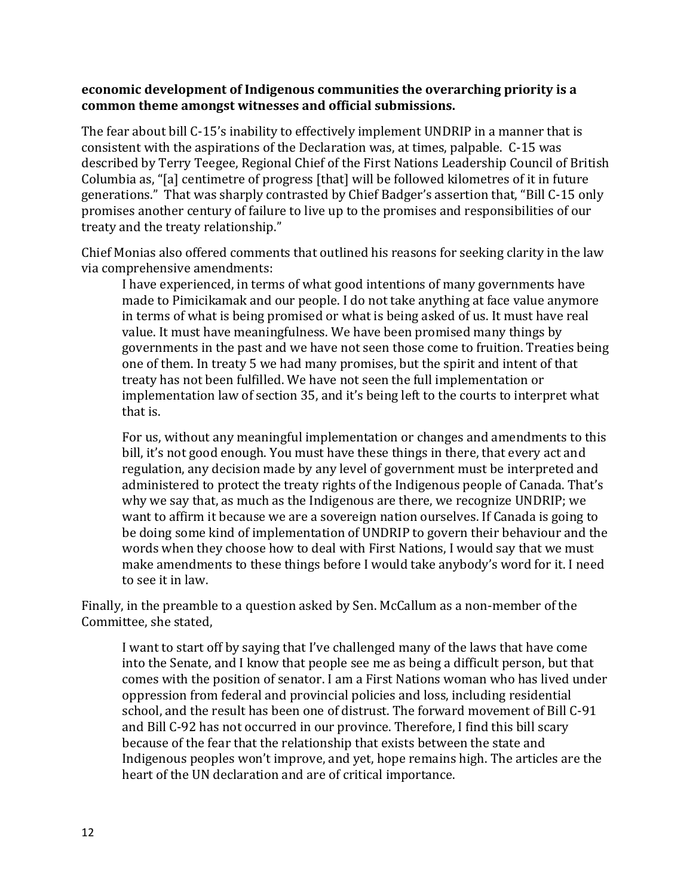**economic development of Indigenous communities the overarching priority is a common theme amongst witnesses and official submissions.**

The fear about bill C-15's inability to effectively implement UNDRIP in a manner that is consistent with the aspirations of the Declaration was, at times, palpable. C-15 was described by Terry Teegee, Regional Chief of the First Nations Leadership Council of British Columbia as, "[a] centimetre of progress [that] will be followed kilometres of it in future generations." That was sharply contrasted by Chief Badger's assertion that, "Bill C-15 only promises another century of failure to live up to the promises and responsibilities of our treaty and the treaty relationship."

Chief Monias also offered comments that outlined his reasons for seeking clarity in the law via comprehensive amendments:

> I have experienced, in terms of what good intentions of many governments have made to Pimicikamak and our people. I do not take anything at face value anymore in terms of what is being promised or what is being asked of us. It must have real value. It must have meaningfulness. We have been promised many things by governments in the past and we have not seen those come to fruition. Treaties being one of them. In treaty 5 we had many promises, but the spirit and intent of that treaty has not been fulfilled. We have not seen the full implementation or implementation law of section 35, and it's being left to the courts to interpret what that is.
>
> For us, without any meaningful implementation or changes and amendments to this bill, it's not good enough. You must have these things in there, that every act and regulation, any decision made by any level of government must be interpreted and administered to protect the treaty rights of the Indigenous people of Canada. That's why we say that, as much as the Indigenous are there, we recognize UNDRIP; we want to affirm it because we are a sovereign nation ourselves. If Canada is going to be doing some kind of implementation of UNDRIP to govern their behaviour and the words when they choose how to deal with First Nations, I would say that we must make amendments to these things before I would take anybody's word for it. I need to see it in law.

Finally, in the preamble to a question asked by Sen. McCallum as a non-member of the Committee, she stated,

> I want to start off by saying that I've challenged many of the laws that have come into the Senate, and I know that people see me as being a difficult person, but that comes with the position of senator. I am a First Nations woman who has lived under oppression from federal and provincial policies and loss, including residential school, and the result has been one of distrust. The forward movement of Bill C-91 and Bill C-92 has not occurred in our province. Therefore, I find this bill scary because of the fear that the relationship that exists between the state and Indigenous peoples won't improve, and yet, hope remains high. The articles are the heart of the UN declaration and are of critical importance.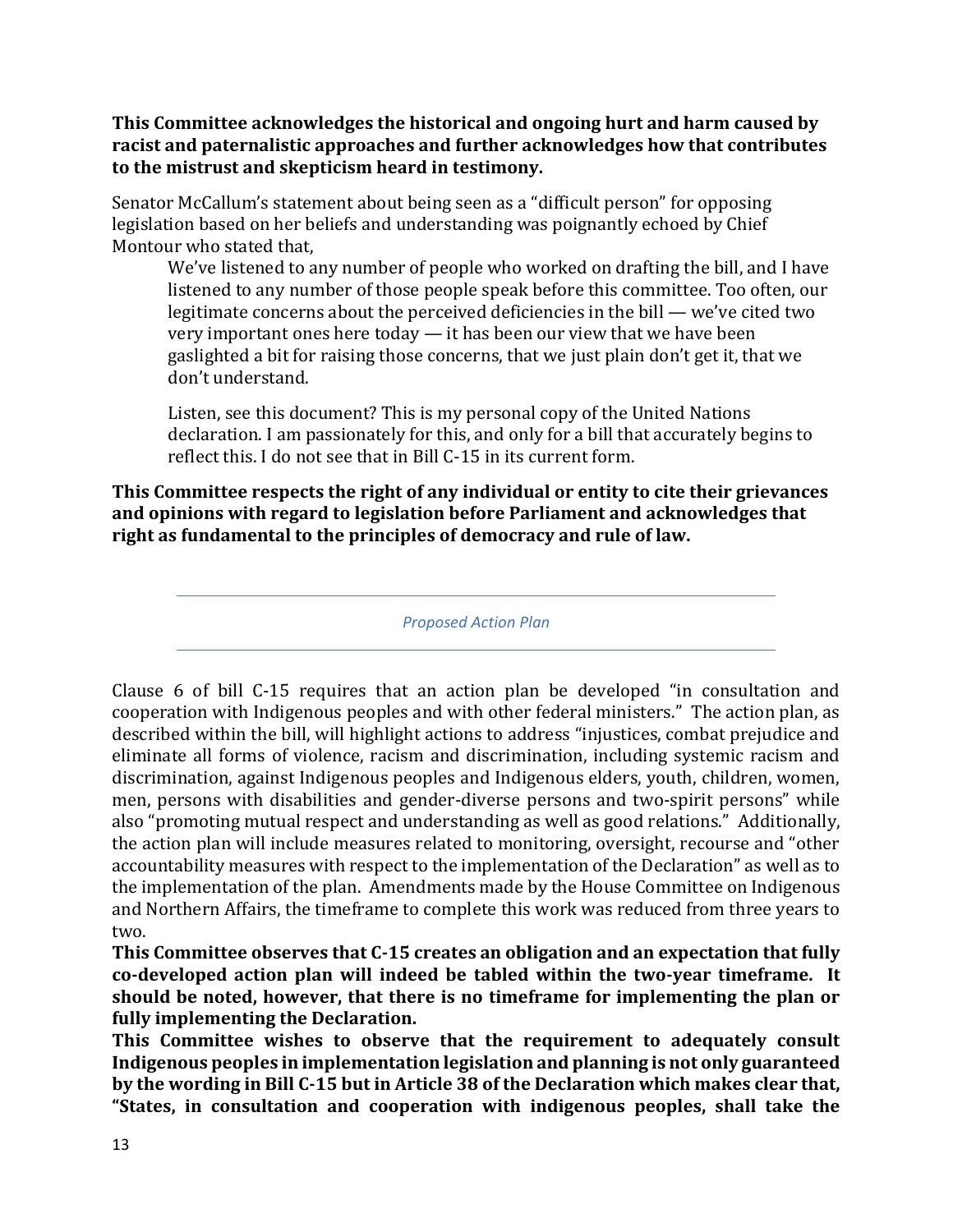**This Committee acknowledges the historical and ongoing hurt and harm caused by racist and paternalistic approaches and further acknowledges how that contributes to the mistrust and skepticism heard in testimony.**

Senator McCallum's statement about being seen as a "difficult person" for opposing legislation based on her beliefs and understanding was poignantly echoed by Chief Montour who stated that,

> We've listened to any number of people who worked on drafting the bill, and I have listened to any number of those people speak before this committee. Too often, our legitimate concerns about the perceived deficiencies in the bill — we've cited two very important ones here today — it has been our view that we have been gaslighted a bit for raising those concerns, that we just plain don't get it, that we don't understand.
>
> Listen, see this document? This is my personal copy of the United Nations declaration. I am passionately for this, and only for a bill that accurately begins to reflect this. I do not see that in Bill C-15 in its current form.

**This Committee respects the right of any individual or entity to cite their grievances and opinions with regard to legislation before Parliament and acknowledges that right as fundamental to the principles of democracy and rule of law.**

---

*Proposed Action Plan*

---

Clause 6 of bill C-15 requires that an action plan be developed "in consultation and cooperation with Indigenous peoples and with other federal ministers." The action plan, as described within the bill, will highlight actions to address "injustices, combat prejudice and eliminate all forms of violence, racism and discrimination, including systemic racism and discrimination, against Indigenous peoples and Indigenous elders, youth, children, women, men, persons with disabilities and gender-diverse persons and two-spirit persons" while also "promoting mutual respect and understanding as well as good relations." Additionally, the action plan will include measures related to monitoring, oversight, recourse and "other accountability measures with respect to the implementation of the Declaration" as well as to the implementation of the plan. Amendments made by the House Committee on Indigenous and Northern Affairs, the timeframe to complete this work was reduced from three years to two.

**This Committee observes that C-15 creates an obligation and an expectation that fully co-developed action plan will indeed be tabled within the two-year timeframe. It should be noted, however, that there is no timeframe for implementing the plan or fully implementing the Declaration.**

**This Committee wishes to observe that the requirement to adequately consult Indigenous peoples in implementation legislation and planning is not only guaranteed by the wording in Bill C-15 but in Article 38 of the Declaration which makes clear that, "States, in consultation and cooperation with indigenous peoples, shall take the**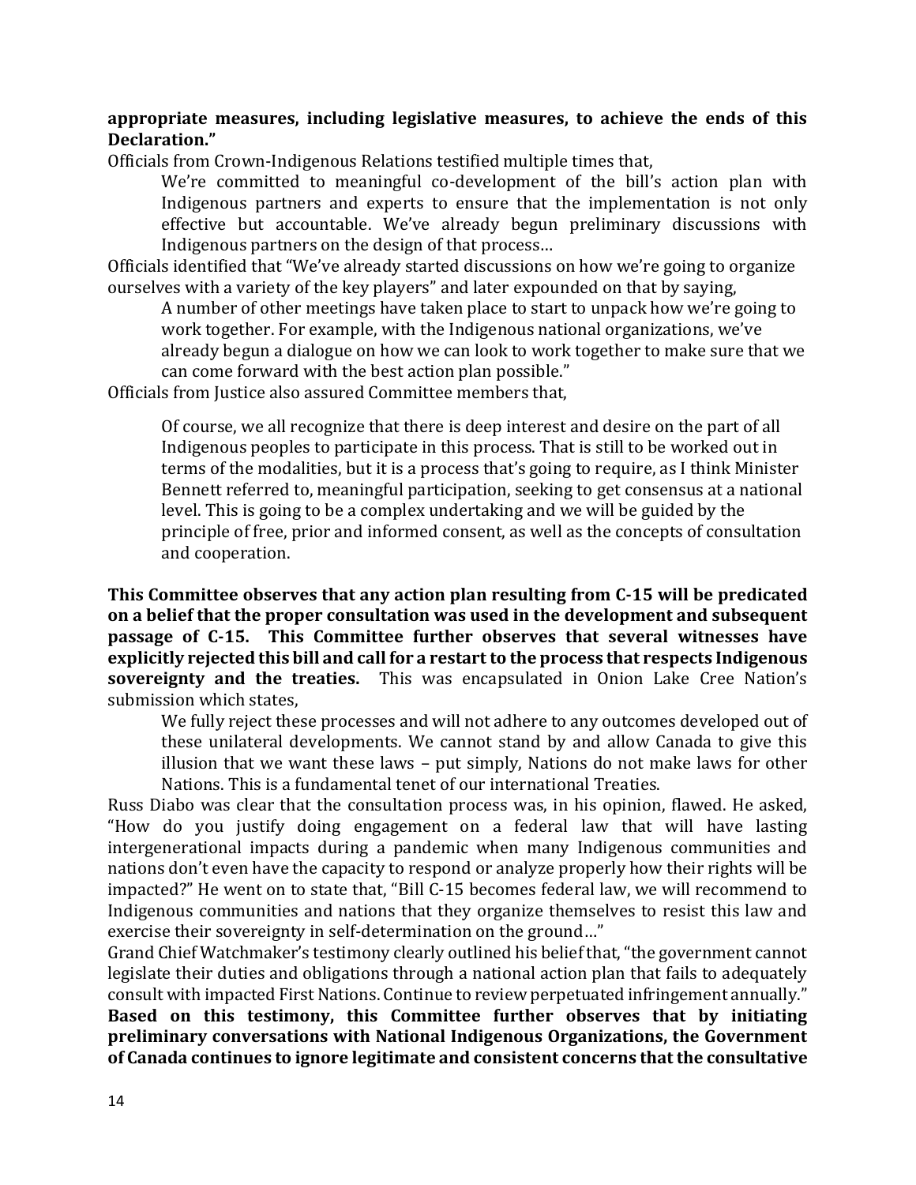**appropriate measures, including legislative measures, to achieve the ends of this Declaration."**

Officials from Crown-Indigenous Relations testified multiple times that,

> We're committed to meaningful co-development of the bill's action plan with Indigenous partners and experts to ensure that the implementation is not only effective but accountable. We've already begun preliminary discussions with Indigenous partners on the design of that process…

Officials identified that "We've already started discussions on how we're going to organize ourselves with a variety of the key players" and later expounded on that by saying,

> A number of other meetings have taken place to start to unpack how we're going to work together. For example, with the Indigenous national organizations, we've already begun a dialogue on how we can look to work together to make sure that we can come forward with the best action plan possible."

Officials from Justice also assured Committee members that,

> Of course, we all recognize that there is deep interest and desire on the part of all Indigenous peoples to participate in this process. That is still to be worked out in terms of the modalities, but it is a process that's going to require, as I think Minister Bennett referred to, meaningful participation, seeking to get consensus at a national level. This is going to be a complex undertaking and we will be guided by the principle of free, prior and informed consent, as well as the concepts of consultation and cooperation.

**This Committee observes that any action plan resulting from C-15 will be predicated on a belief that the proper consultation was used in the development and subsequent passage of C-15. This Committee further observes that several witnesses have explicitly rejected this bill and call for a restart to the process that respects Indigenous sovereignty and the treaties.** This was encapsulated in Onion Lake Cree Nation's submission which states,

> We fully reject these processes and will not adhere to any outcomes developed out of these unilateral developments. We cannot stand by and allow Canada to give this illusion that we want these laws – put simply, Nations do not make laws for other Nations. This is a fundamental tenet of our international Treaties.

Russ Diabo was clear that the consultation process was, in his opinion, flawed. He asked, "How do you justify doing engagement on a federal law that will have lasting intergenerational impacts during a pandemic when many Indigenous communities and nations don't even have the capacity to respond or analyze properly how their rights will be impacted?" He went on to state that, "Bill C-15 becomes federal law, we will recommend to Indigenous communities and nations that they organize themselves to resist this law and exercise their sovereignty in self-determination on the ground…"

Grand Chief Watchmaker's testimony clearly outlined his belief that, "the government cannot legislate their duties and obligations through a national action plan that fails to adequately consult with impacted First Nations. Continue to review perpetuated infringement annually."

**Based on this testimony, this Committee further observes that by initiating preliminary conversations with National Indigenous Organizations, the Government of Canada continues to ignore legitimate and consistent concerns that the consultative**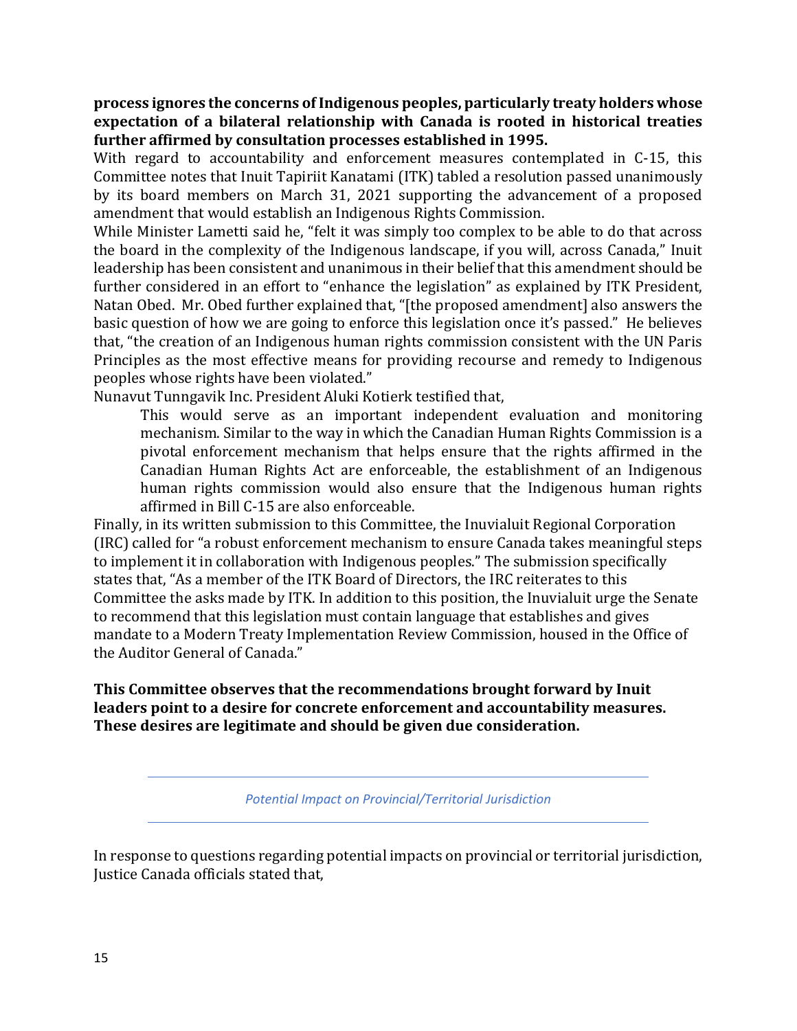**process ignores the concerns of Indigenous peoples, particularly treaty holders whose expectation of a bilateral relationship with Canada is rooted in historical treaties further affirmed by consultation processes established in 1995.**

With regard to accountability and enforcement measures contemplated in C-15, this Committee notes that Inuit Tapiriit Kanatami (ITK) tabled a resolution passed unanimously by its board members on March 31, 2021 supporting the advancement of a proposed amendment that would establish an Indigenous Rights Commission.

While Minister Lametti said he, "felt it was simply too complex to be able to do that across the board in the complexity of the Indigenous landscape, if you will, across Canada," Inuit leadership has been consistent and unanimous in their belief that this amendment should be further considered in an effort to "enhance the legislation" as explained by ITK President, Natan Obed. Mr. Obed further explained that, "[the proposed amendment] also answers the basic question of how we are going to enforce this legislation once it's passed." He believes that, "the creation of an Indigenous human rights commission consistent with the UN Paris Principles as the most effective means for providing recourse and remedy to Indigenous peoples whose rights have been violated."

Nunavut Tunngavik Inc. President Aluki Kotierk testified that,

> This would serve as an important independent evaluation and monitoring mechanism. Similar to the way in which the Canadian Human Rights Commission is a pivotal enforcement mechanism that helps ensure that the rights affirmed in the Canadian Human Rights Act are enforceable, the establishment of an Indigenous human rights commission would also ensure that the Indigenous human rights affirmed in Bill C-15 are also enforceable.

Finally, in its written submission to this Committee, the Inuvialuit Regional Corporation (IRC) called for "a robust enforcement mechanism to ensure Canada takes meaningful steps to implement it in collaboration with Indigenous peoples." The submission specifically states that, "As a member of the ITK Board of Directors, the IRC reiterates to this Committee the asks made by ITK. In addition to this position, the Inuvialuit urge the Senate to recommend that this legislation must contain language that establishes and gives mandate to a Modern Treaty Implementation Review Commission, housed in the Office of the Auditor General of Canada."

**This Committee observes that the recommendations brought forward by Inuit leaders point to a desire for concrete enforcement and accountability measures. These desires are legitimate and should be given due consideration.**

### *Potential Impact on Provincial/Territorial Jurisdiction*

In response to questions regarding potential impacts on provincial or territorial jurisdiction, Justice Canada officials stated that,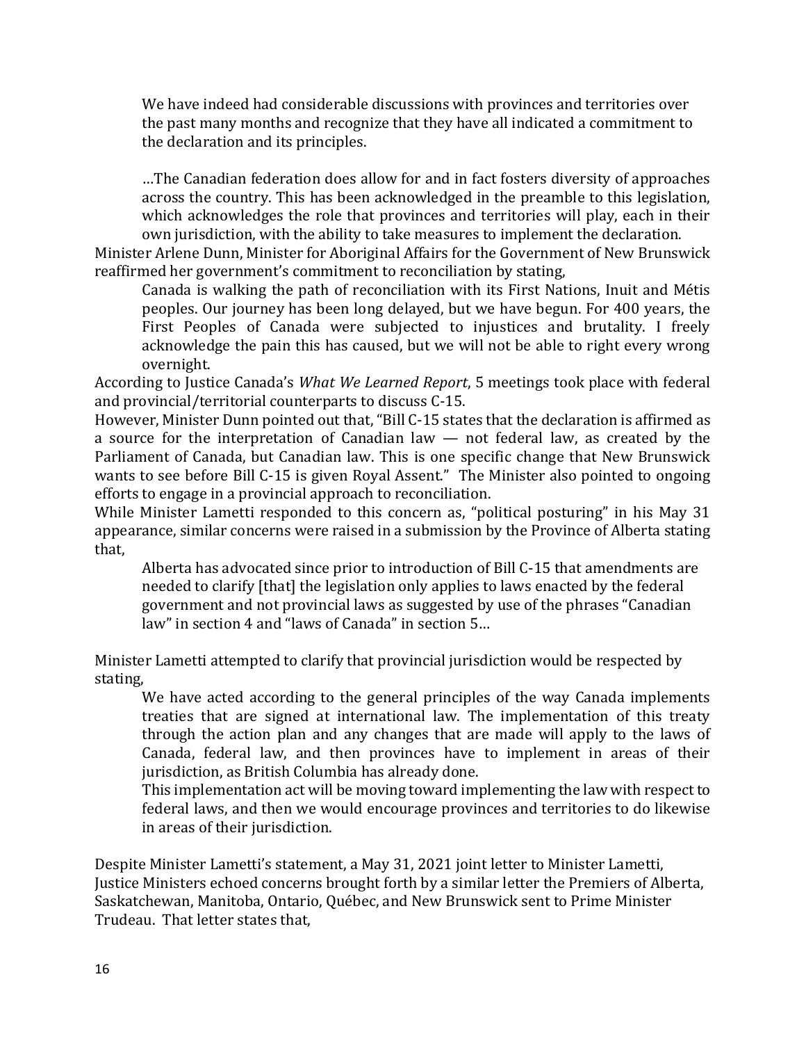> We have indeed had considerable discussions with provinces and territories over the past many months and recognize that they have all indicated a commitment to the declaration and its principles.
>
> …The Canadian federation does allow for and in fact fosters diversity of approaches across the country. This has been acknowledged in the preamble to this legislation, which acknowledges the role that provinces and territories will play, each in their own jurisdiction, with the ability to take measures to implement the declaration.

Minister Arlene Dunn, Minister for Aboriginal Affairs for the Government of New Brunswick reaffirmed her government's commitment to reconciliation by stating,

> Canada is walking the path of reconciliation with its First Nations, Inuit and Métis peoples. Our journey has been long delayed, but we have begun. For 400 years, the First Peoples of Canada were subjected to injustices and brutality. I freely acknowledge the pain this has caused, but we will not be able to right every wrong overnight.

According to Justice Canada's *What We Learned Report*, 5 meetings took place with federal and provincial/territorial counterparts to discuss C-15.

However, Minister Dunn pointed out that, "Bill C-15 states that the declaration is affirmed as a source for the interpretation of Canadian law — not federal law, as created by the Parliament of Canada, but Canadian law. This is one specific change that New Brunswick wants to see before Bill C-15 is given Royal Assent." The Minister also pointed to ongoing efforts to engage in a provincial approach to reconciliation.

While Minister Lametti responded to this concern as, "political posturing" in his May 31 appearance, similar concerns were raised in a submission by the Province of Alberta stating that,

> Alberta has advocated since prior to introduction of Bill C-15 that amendments are needed to clarify [that] the legislation only applies to laws enacted by the federal government and not provincial laws as suggested by use of the phrases "Canadian law" in section 4 and "laws of Canada" in section 5…

Minister Lametti attempted to clarify that provincial jurisdiction would be respected by stating,

> We have acted according to the general principles of the way Canada implements treaties that are signed at international law. The implementation of this treaty through the action plan and any changes that are made will apply to the laws of Canada, federal law, and then provinces have to implement in areas of their jurisdiction, as British Columbia has already done.
>
> This implementation act will be moving toward implementing the law with respect to federal laws, and then we would encourage provinces and territories to do likewise in areas of their jurisdiction.

Despite Minister Lametti's statement, a May 31, 2021 joint letter to Minister Lametti, Justice Ministers echoed concerns brought forth by a similar letter the Premiers of Alberta, Saskatchewan, Manitoba, Ontario, Québec, and New Brunswick sent to Prime Minister Trudeau. That letter states that,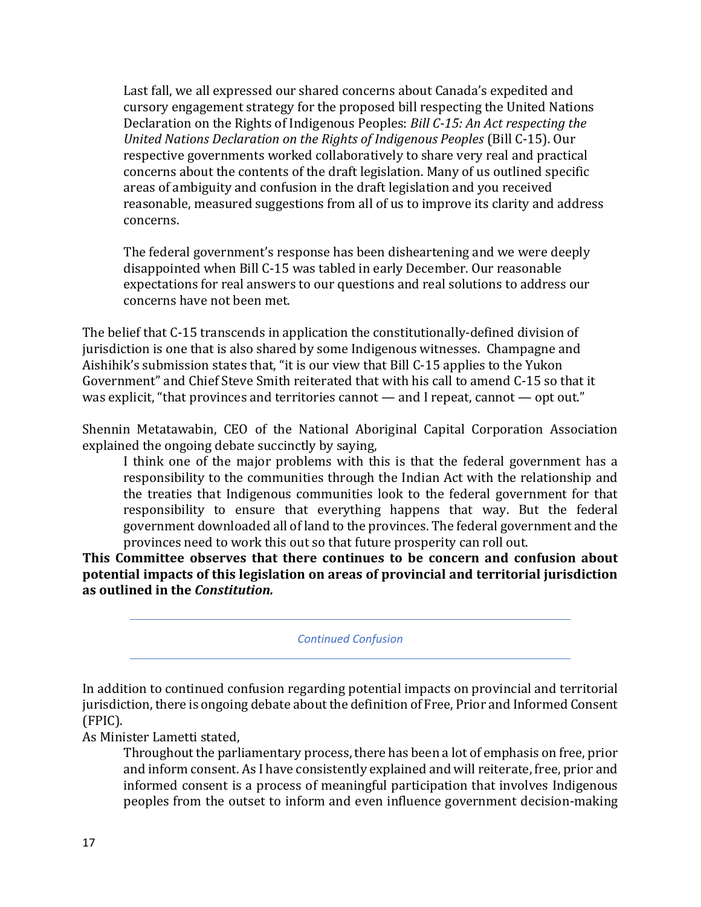> Last fall, we all expressed our shared concerns about Canada's expedited and cursory engagement strategy for the proposed bill respecting the United Nations Declaration on the Rights of Indigenous Peoples: *Bill C-15: An Act respecting the United Nations Declaration on the Rights of Indigenous Peoples* (Bill C-15). Our respective governments worked collaboratively to share very real and practical concerns about the contents of the draft legislation. Many of us outlined specific areas of ambiguity and confusion in the draft legislation and you received reasonable, measured suggestions from all of us to improve its clarity and address concerns.
>
> The federal government's response has been disheartening and we were deeply disappointed when Bill C-15 was tabled in early December. Our reasonable expectations for real answers to our questions and real solutions to address our concerns have not been met.

The belief that C-15 transcends in application the constitutionally-defined division of jurisdiction is one that is also shared by some Indigenous witnesses. Champagne and Aishihik's submission states that, "it is our view that Bill C-15 applies to the Yukon Government" and Chief Steve Smith reiterated that with his call to amend C-15 so that it was explicit, "that provinces and territories cannot — and I repeat, cannot — opt out."

Shennin Metatawabin, CEO of the National Aboriginal Capital Corporation Association explained the ongoing debate succinctly by saying,

> I think one of the major problems with this is that the federal government has a responsibility to the communities through the Indian Act with the relationship and the treaties that Indigenous communities look to the federal government for that responsibility to ensure that everything happens that way. But the federal government downloaded all of land to the provinces. The federal government and the provinces need to work this out so that future prosperity can roll out.

**This Committee observes that there continues to be concern and confusion about potential impacts of this legislation on areas of provincial and territorial jurisdiction as outlined in the *Constitution.***

### *Continued Confusion*

In addition to continued confusion regarding potential impacts on provincial and territorial jurisdiction, there is ongoing debate about the definition of Free, Prior and Informed Consent (FPIC).

As Minister Lametti stated,

> Throughout the parliamentary process, there has been a lot of emphasis on free, prior and inform consent. As I have consistently explained and will reiterate, free, prior and informed consent is a process of meaningful participation that involves Indigenous peoples from the outset to inform and even influence government decision-making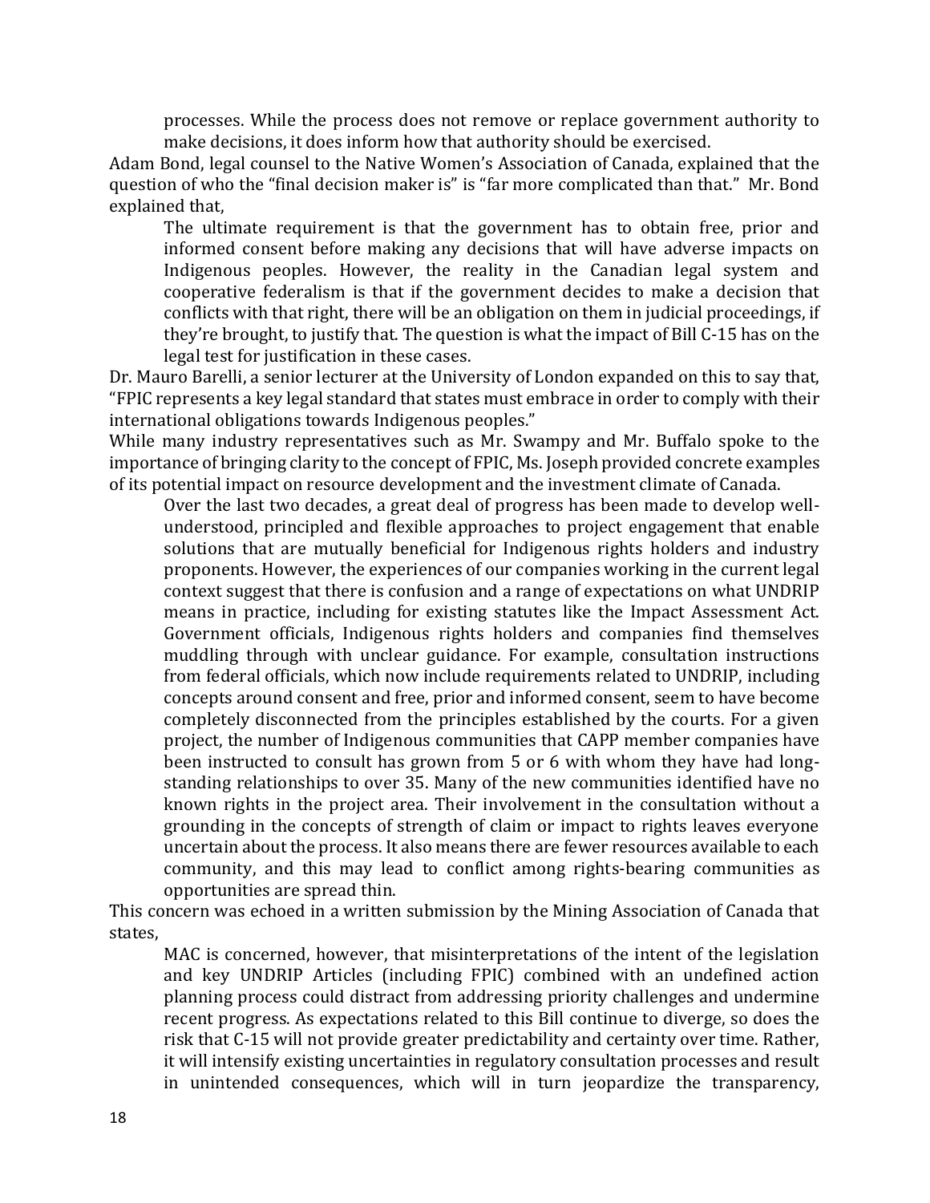> processes. While the process does not remove or replace government authority to make decisions, it does inform how that authority should be exercised.

Adam Bond, legal counsel to the Native Women's Association of Canada, explained that the question of who the "final decision maker is" is "far more complicated than that." Mr. Bond explained that,

> The ultimate requirement is that the government has to obtain free, prior and informed consent before making any decisions that will have adverse impacts on Indigenous peoples. However, the reality in the Canadian legal system and cooperative federalism is that if the government decides to make a decision that conflicts with that right, there will be an obligation on them in judicial proceedings, if they're brought, to justify that. The question is what the impact of Bill C-15 has on the legal test for justification in these cases.

Dr. Mauro Barelli, a senior lecturer at the University of London expanded on this to say that, "FPIC represents a key legal standard that states must embrace in order to comply with their international obligations towards Indigenous peoples."

While many industry representatives such as Mr. Swampy and Mr. Buffalo spoke to the importance of bringing clarity to the concept of FPIC, Ms. Joseph provided concrete examples of its potential impact on resource development and the investment climate of Canada.

> Over the last two decades, a great deal of progress has been made to develop well-understood, principled and flexible approaches to project engagement that enable solutions that are mutually beneficial for Indigenous rights holders and industry proponents. However, the experiences of our companies working in the current legal context suggest that there is confusion and a range of expectations on what UNDRIP means in practice, including for existing statutes like the Impact Assessment Act. Government officials, Indigenous rights holders and companies find themselves muddling through with unclear guidance. For example, consultation instructions from federal officials, which now include requirements related to UNDRIP, including concepts around consent and free, prior and informed consent, seem to have become completely disconnected from the principles established by the courts. For a given project, the number of Indigenous communities that CAPP member companies have been instructed to consult has grown from 5 or 6 with whom they have had long-standing relationships to over 35. Many of the new communities identified have no known rights in the project area. Their involvement in the consultation without a grounding in the concepts of strength of claim or impact to rights leaves everyone uncertain about the process. It also means there are fewer resources available to each community, and this may lead to conflict among rights-bearing communities as opportunities are spread thin.

This concern was echoed in a written submission by the Mining Association of Canada that states,

> MAC is concerned, however, that misinterpretations of the intent of the legislation and key UNDRIP Articles (including FPIC) combined with an undefined action planning process could distract from addressing priority challenges and undermine recent progress. As expectations related to this Bill continue to diverge, so does the risk that C-15 will not provide greater predictability and certainty over time. Rather, it will intensify existing uncertainties in regulatory consultation processes and result in unintended consequences, which will in turn jeopardize the transparency,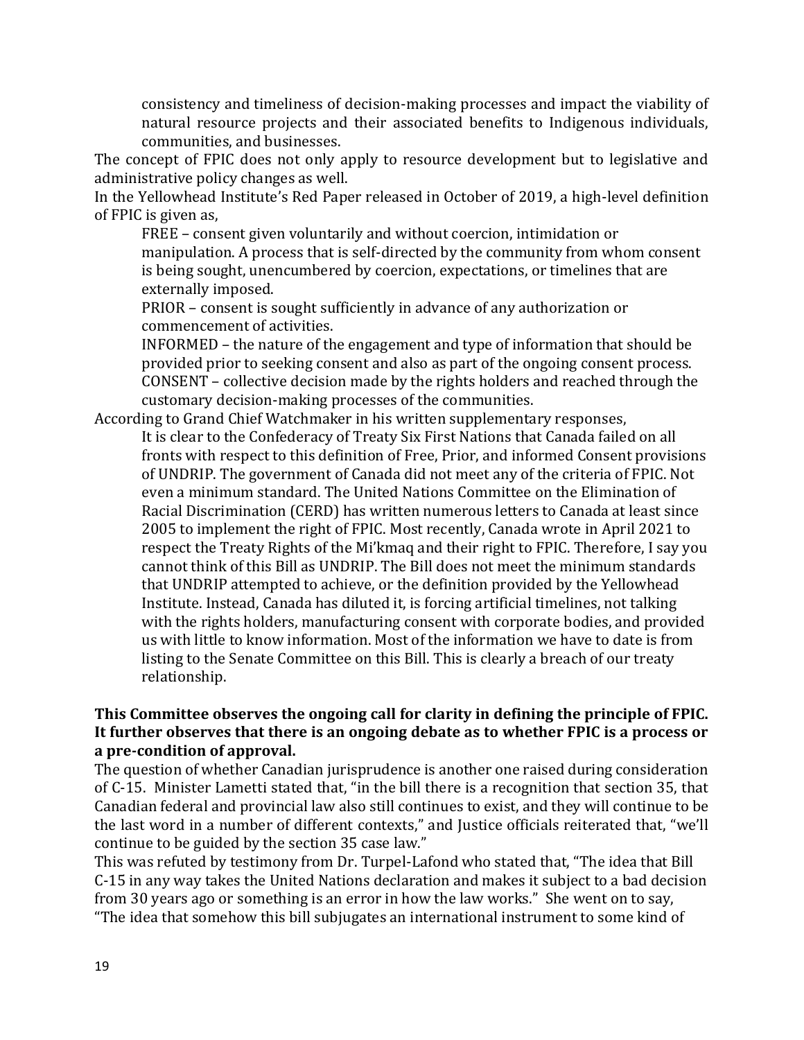consistency and timeliness of decision-making processes and impact the viability of natural resource projects and their associated benefits to Indigenous individuals, communities, and businesses.

The concept of FPIC does not only apply to resource development but to legislative and administrative policy changes as well.

In the Yellowhead Institute's Red Paper released in October of 2019, a high-level definition of FPIC is given as,

> FREE – consent given voluntarily and without coercion, intimidation or manipulation. A process that is self-directed by the community from whom consent is being sought, unencumbered by coercion, expectations, or timelines that are externally imposed.
>
> PRIOR – consent is sought sufficiently in advance of any authorization or commencement of activities.
>
> INFORMED – the nature of the engagement and type of information that should be provided prior to seeking consent and also as part of the ongoing consent process.
>
> CONSENT – collective decision made by the rights holders and reached through the customary decision-making processes of the communities.

According to Grand Chief Watchmaker in his written supplementary responses,

> It is clear to the Confederacy of Treaty Six First Nations that Canada failed on all fronts with respect to this definition of Free, Prior, and informed Consent provisions of UNDRIP. The government of Canada did not meet any of the criteria of FPIC. Not even a minimum standard. The United Nations Committee on the Elimination of Racial Discrimination (CERD) has written numerous letters to Canada at least since 2005 to implement the right of FPIC. Most recently, Canada wrote in April 2021 to respect the Treaty Rights of the Mi'kmaq and their right to FPIC. Therefore, I say you cannot think of this Bill as UNDRIP. The Bill does not meet the minimum standards that UNDRIP attempted to achieve, or the definition provided by the Yellowhead Institute. Instead, Canada has diluted it, is forcing artificial timelines, not talking with the rights holders, manufacturing consent with corporate bodies, and provided us with little to know information. Most of the information we have to date is from listing to the Senate Committee on this Bill. This is clearly a breach of our treaty relationship.

**This Committee observes the ongoing call for clarity in defining the principle of FPIC. It further observes that there is an ongoing debate as to whether FPIC is a process or a pre-condition of approval.**

The question of whether Canadian jurisprudence is another one raised during consideration of C-15. Minister Lametti stated that, "in the bill there is a recognition that section 35, that Canadian federal and provincial law also still continues to exist, and they will continue to be the last word in a number of different contexts," and Justice officials reiterated that, "we'll continue to be guided by the section 35 case law."

This was refuted by testimony from Dr. Turpel-Lafond who stated that, "The idea that Bill C-15 in any way takes the United Nations declaration and makes it subject to a bad decision from 30 years ago or something is an error in how the law works." She went on to say, "The idea that somehow this bill subjugates an international instrument to some kind of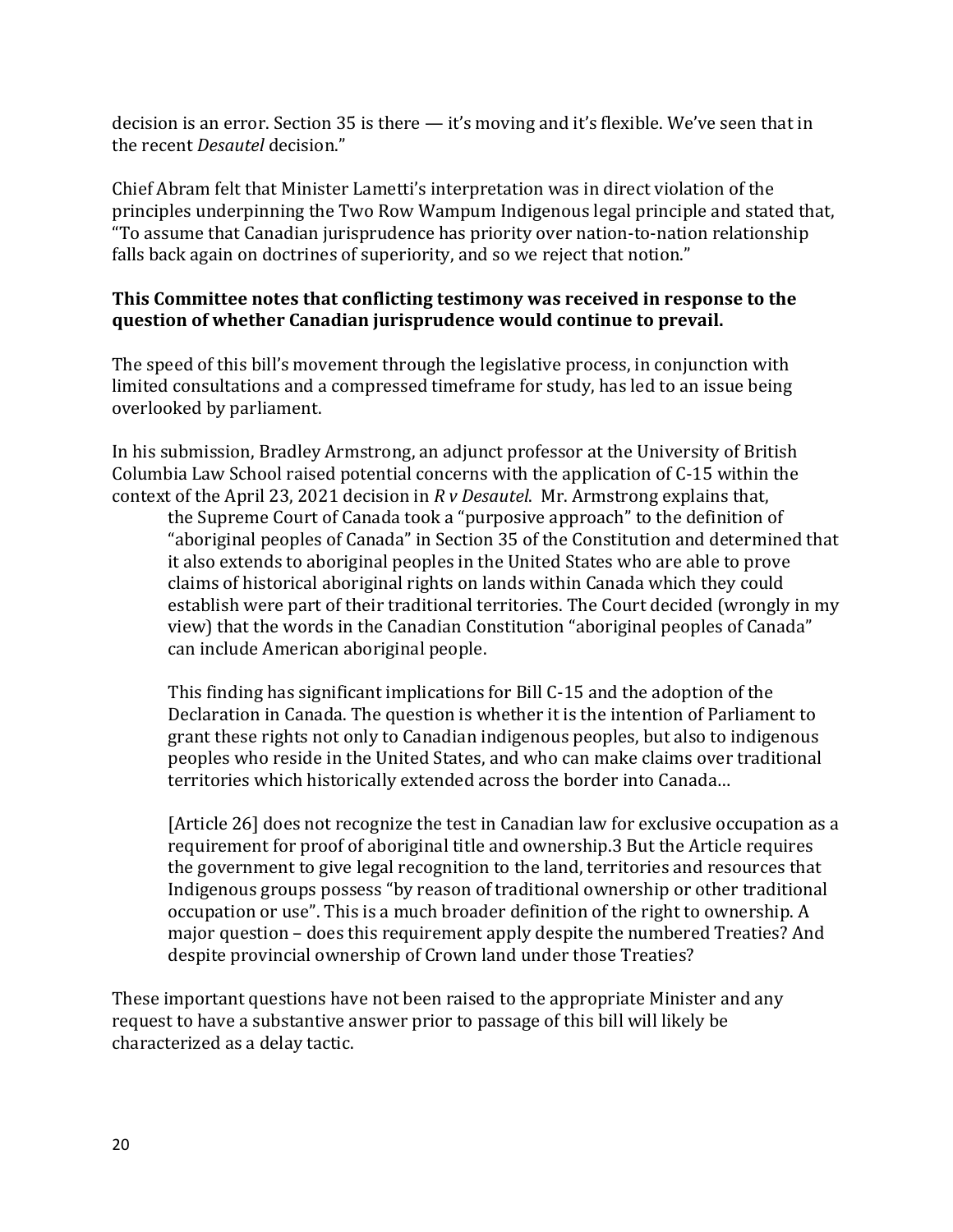decision is an error. Section 35 is there — it's moving and it's flexible. We've seen that in the recent *Desautel* decision."

Chief Abram felt that Minister Lametti's interpretation was in direct violation of the principles underpinning the Two Row Wampum Indigenous legal principle and stated that, "To assume that Canadian jurisprudence has priority over nation-to-nation relationship falls back again on doctrines of superiority, and so we reject that notion."

**This Committee notes that conflicting testimony was received in response to the question of whether Canadian jurisprudence would continue to prevail.**

The speed of this bill's movement through the legislative process, in conjunction with limited consultations and a compressed timeframe for study, has led to an issue being overlooked by parliament.

In his submission, Bradley Armstrong, an adjunct professor at the University of British Columbia Law School raised potential concerns with the application of C-15 within the context of the April 23, 2021 decision in *R v Desautel*. Mr. Armstrong explains that,

> the Supreme Court of Canada took a "purposive approach" to the definition of "aboriginal peoples of Canada" in Section 35 of the Constitution and determined that it also extends to aboriginal peoples in the United States who are able to prove claims of historical aboriginal rights on lands within Canada which they could establish were part of their traditional territories. The Court decided (wrongly in my view) that the words in the Canadian Constitution "aboriginal peoples of Canada" can include American aboriginal people.
>
> This finding has significant implications for Bill C-15 and the adoption of the Declaration in Canada. The question is whether it is the intention of Parliament to grant these rights not only to Canadian indigenous peoples, but also to indigenous peoples who reside in the United States, and who can make claims over traditional territories which historically extended across the border into Canada…
>
> [Article 26] does not recognize the test in Canadian law for exclusive occupation as a requirement for proof of aboriginal title and ownership.[3] But the Article requires the government to give legal recognition to the land, territories and resources that Indigenous groups possess "by reason of traditional ownership or other traditional occupation or use". This is a much broader definition of the right to ownership. A major question – does this requirement apply despite the numbered Treaties? And despite provincial ownership of Crown land under those Treaties?

These important questions have not been raised to the appropriate Minister and any request to have a substantive answer prior to passage of this bill will likely be characterized as a delay tactic.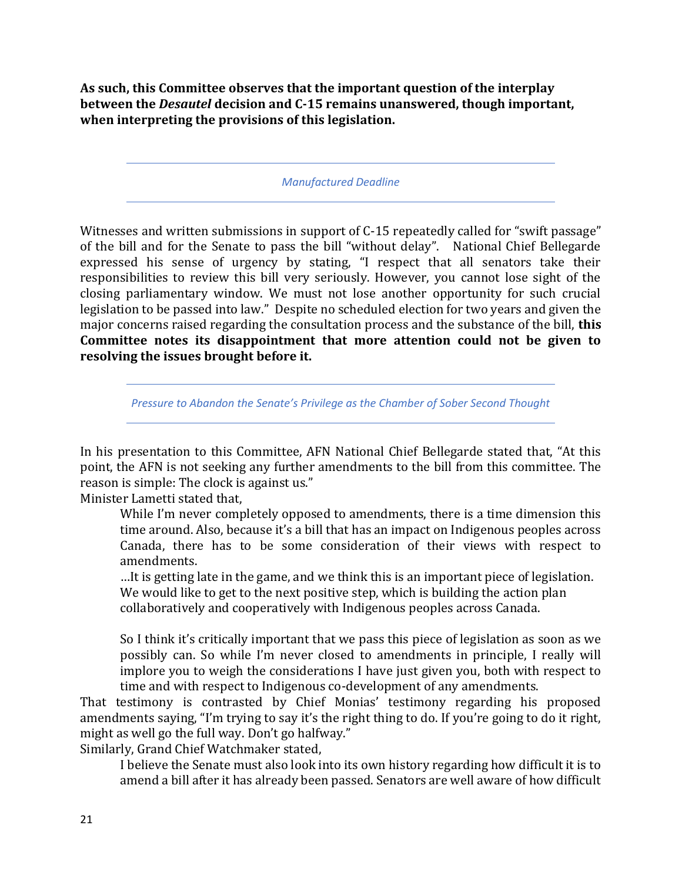**As such, this Committee observes that the important question of the interplay between the *Desautel* decision and C-15 remains unanswered, though important, when interpreting the provisions of this legislation.**

---

*Manufactured Deadline*

---

Witnesses and written submissions in support of C-15 repeatedly called for "swift passage" of the bill and for the Senate to pass the bill "without delay". National Chief Bellegarde expressed his sense of urgency by stating, "I respect that all senators take their responsibilities to review this bill very seriously. However, you cannot lose sight of the closing parliamentary window. We must not lose another opportunity for such crucial legislation to be passed into law." Despite no scheduled election for two years and given the major concerns raised regarding the consultation process and the substance of the bill, **this Committee notes its disappointment that more attention could not be given to resolving the issues brought before it.**

---

*Pressure to Abandon the Senate's Privilege as the Chamber of Sober Second Thought*

---

In his presentation to this Committee, AFN National Chief Bellegarde stated that, "At this point, the AFN is not seeking any further amendments to the bill from this committee. The reason is simple: The clock is against us."

Minister Lametti stated that,

> While I'm never completely opposed to amendments, there is a time dimension this time around. Also, because it's a bill that has an impact on Indigenous peoples across Canada, there has to be some consideration of their views with respect to amendments.
>
> …It is getting late in the game, and we think this is an important piece of legislation. We would like to get to the next positive step, which is building the action plan collaboratively and cooperatively with Indigenous peoples across Canada.
>
> So I think it's critically important that we pass this piece of legislation as soon as we possibly can. So while I'm never closed to amendments in principle, I really will implore you to weigh the considerations I have just given you, both with respect to time and with respect to Indigenous co-development of any amendments.

That testimony is contrasted by Chief Monias' testimony regarding his proposed amendments saying, "I'm trying to say it's the right thing to do. If you're going to do it right, might as well go the full way. Don't go halfway."

Similarly, Grand Chief Watchmaker stated,

> I believe the Senate must also look into its own history regarding how difficult it is to amend a bill after it has already been passed. Senators are well aware of how difficult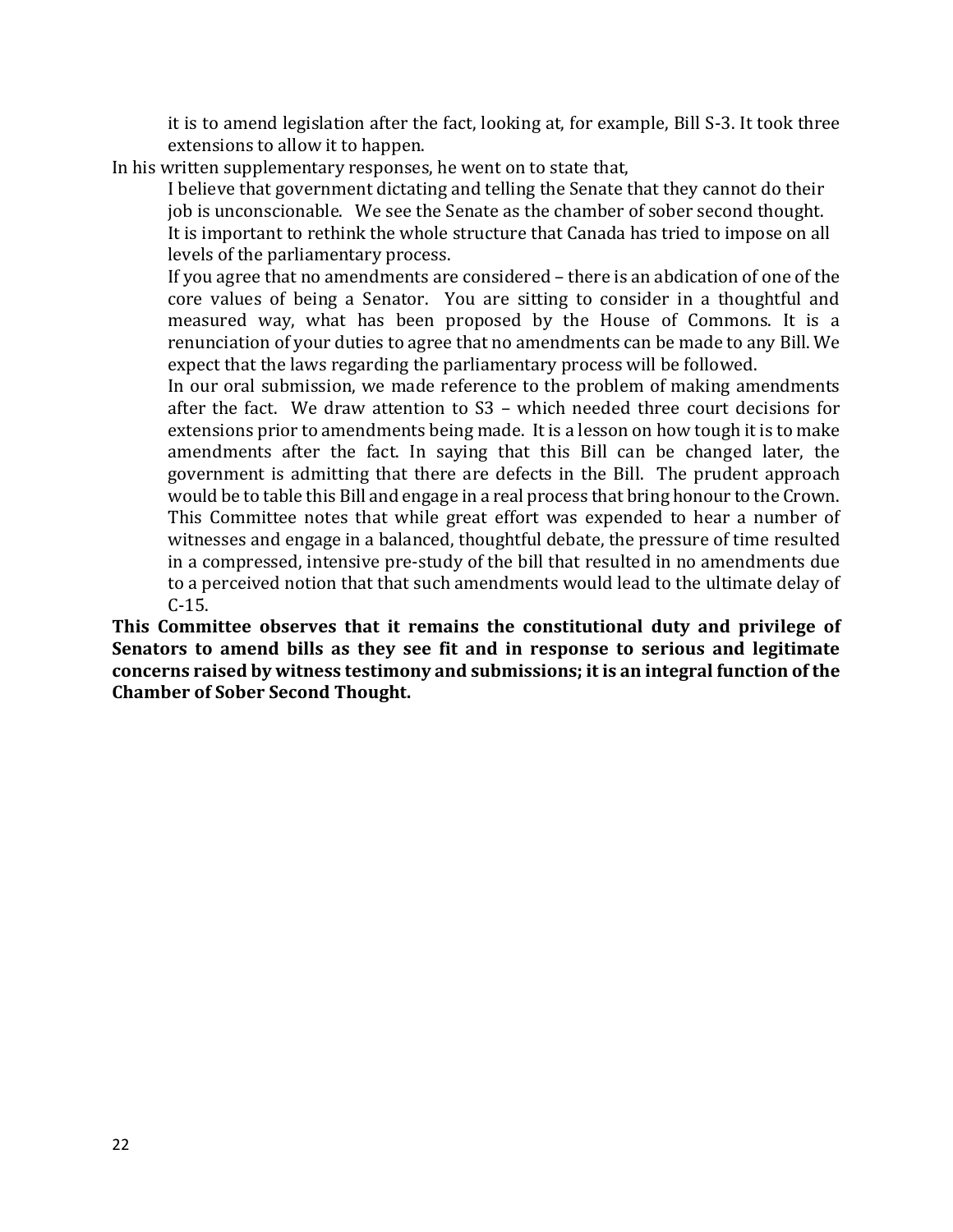> it is to amend legislation after the fact, looking at, for example, Bill S-3. It took three extensions to allow it to happen.

In his written supplementary responses, he went on to state that,

> I believe that government dictating and telling the Senate that they cannot do their job is unconscionable. We see the Senate as the chamber of sober second thought. It is important to rethink the whole structure that Canada has tried to impose on all levels of the parliamentary process.
>
> If you agree that no amendments are considered – there is an abdication of one of the core values of being a Senator. You are sitting to consider in a thoughtful and measured way, what has been proposed by the House of Commons. It is a renunciation of your duties to agree that no amendments can be made to any Bill. We expect that the laws regarding the parliamentary process will be followed.
>
> In our oral submission, we made reference to the problem of making amendments after the fact. We draw attention to S3 – which needed three court decisions for extensions prior to amendments being made. It is a lesson on how tough it is to make amendments after the fact. In saying that this Bill can be changed later, the government is admitting that there are defects in the Bill. The prudent approach would be to table this Bill and engage in a real process that bring honour to the Crown.
>
> This Committee notes that while great effort was expended to hear a number of witnesses and engage in a balanced, thoughtful debate, the pressure of time resulted in a compressed, intensive pre-study of the bill that resulted in no amendments due to a perceived notion that that such amendments would lead to the ultimate delay of C-15.

**This Committee observes that it remains the constitutional duty and privilege of Senators to amend bills as they see fit and in response to serious and legitimate concerns raised by witness testimony and submissions; it is an integral function of the Chamber of Sober Second Thought.**